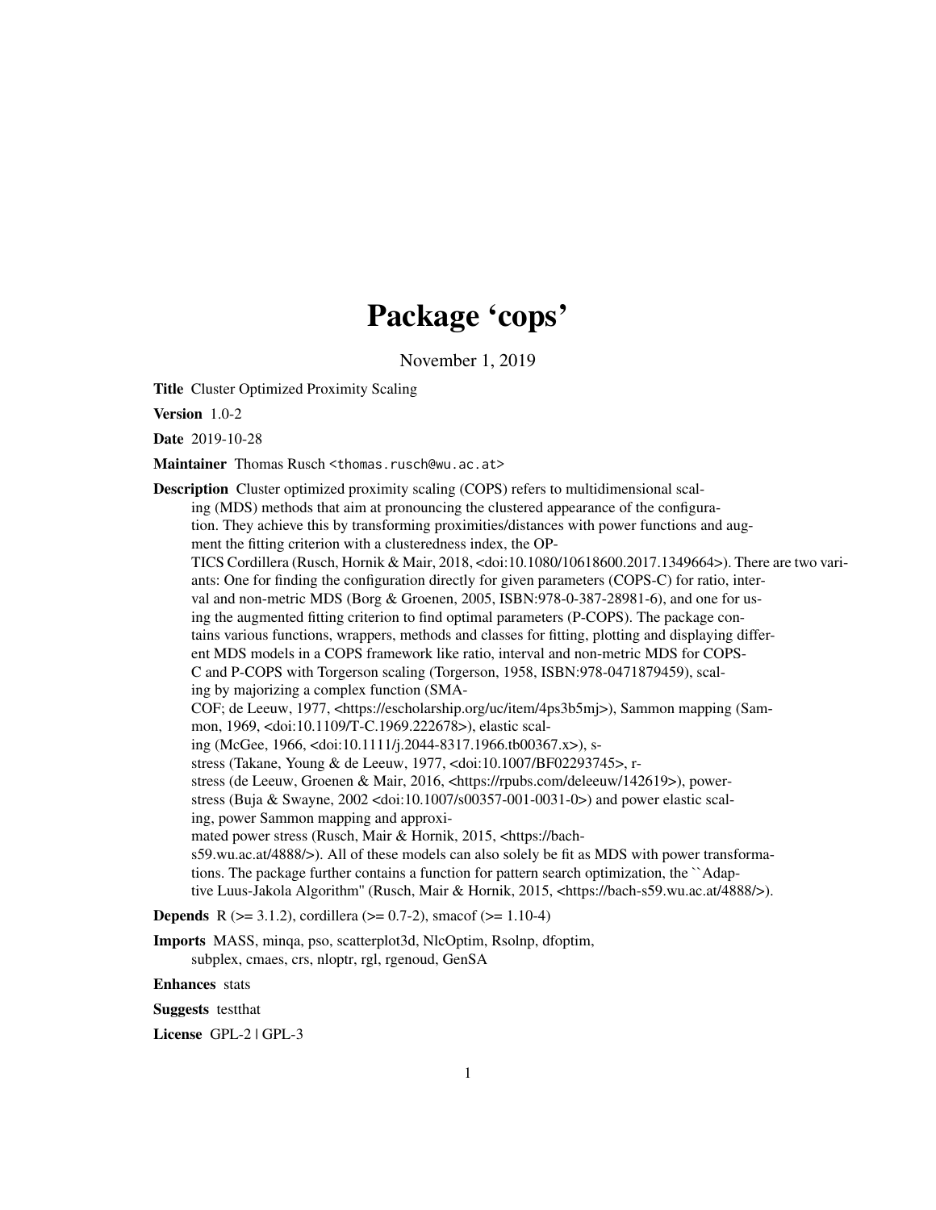# Package 'cops'

November 1, 2019

**Title** Cluster Optimized Proximity Scaling

**Version** 1.0-2

**Date** 2019-10-28

**Maintainer** Thomas Rusch <thomas.rusch@wu.ac.at>

**Description** Cluster optimized proximity scaling (COPS) refers to multidimensional scaling (MDS) methods that aim at pronouncing the clustered appearance of the configuration. They achieve this by transforming proximities/distances with power functions and augment the fitting criterion with a clusteredness index, the OPTICS Cordillera (Rusch, Hornik & Mair, 2018, <doi:10.1080/10618600.2017.1349664>). There are two variants: One for finding the configuration directly for given parameters (COPS-C) for ratio, interval and non-metric MDS (Borg & Groenen, 2005, ISBN:978-0-387-28981-6), and one for using the augmented fitting criterion to find optimal parameters (P-COPS). The package contains various functions, wrappers, methods and classes for fitting, plotting and displaying different MDS models in a COPS framework like ratio, interval and non-metric MDS for COPS-C and P-COPS with Torgerson scaling (Torgerson, 1958, ISBN:978-0471879459), scaling by majorizing a complex function (SMACOF; de Leeuw, 1977, <https://escholarship.org/uc/item/4ps3b5mj>), Sammon mapping (Sammon, 1969, <doi:10.1109/T-C.1969.222678>), elastic scaling (McGee, 1966, <doi:10.1111/j.2044-8317.1966.tb00367.x>), s-stress (Takane, Young & de Leeuw, 1977, <doi:10.1007/BF02293745>, r-stress (de Leeuw, Groenen & Mair, 2016, <https://rpubs.com/deleeuw/142619>), power-stress (Buja & Swayne, 2002 <doi:10.1007/s00357-001-0031-0>) and power elastic scaling, power Sammon mapping and approximated power stress (Rusch, Mair & Hornik, 2015, <https://bach-s59.wu.ac.at/4888/>). All of these models can also solely be fit as MDS with power transformations. The package further contains a function for pattern search optimization, the ``Adaptive Luus-Jakola Algorithm'' (Rusch, Mair & Hornik, 2015, <https://bach-s59.wu.ac.at/4888/>).

**Depends** R (>= 3.1.2), cordillera (>= 0.7-2), smacof (>= 1.10-4)

**Imports** MASS, minqa, pso, scatterplot3d, NlcOptim, Rsolnp, dfoptim, subplex, cmaes, crs, nloptr, rgl, rgenoud, GenSA

**Enhances** stats

**Suggests** testthat

**License** GPL-2 | GPL-3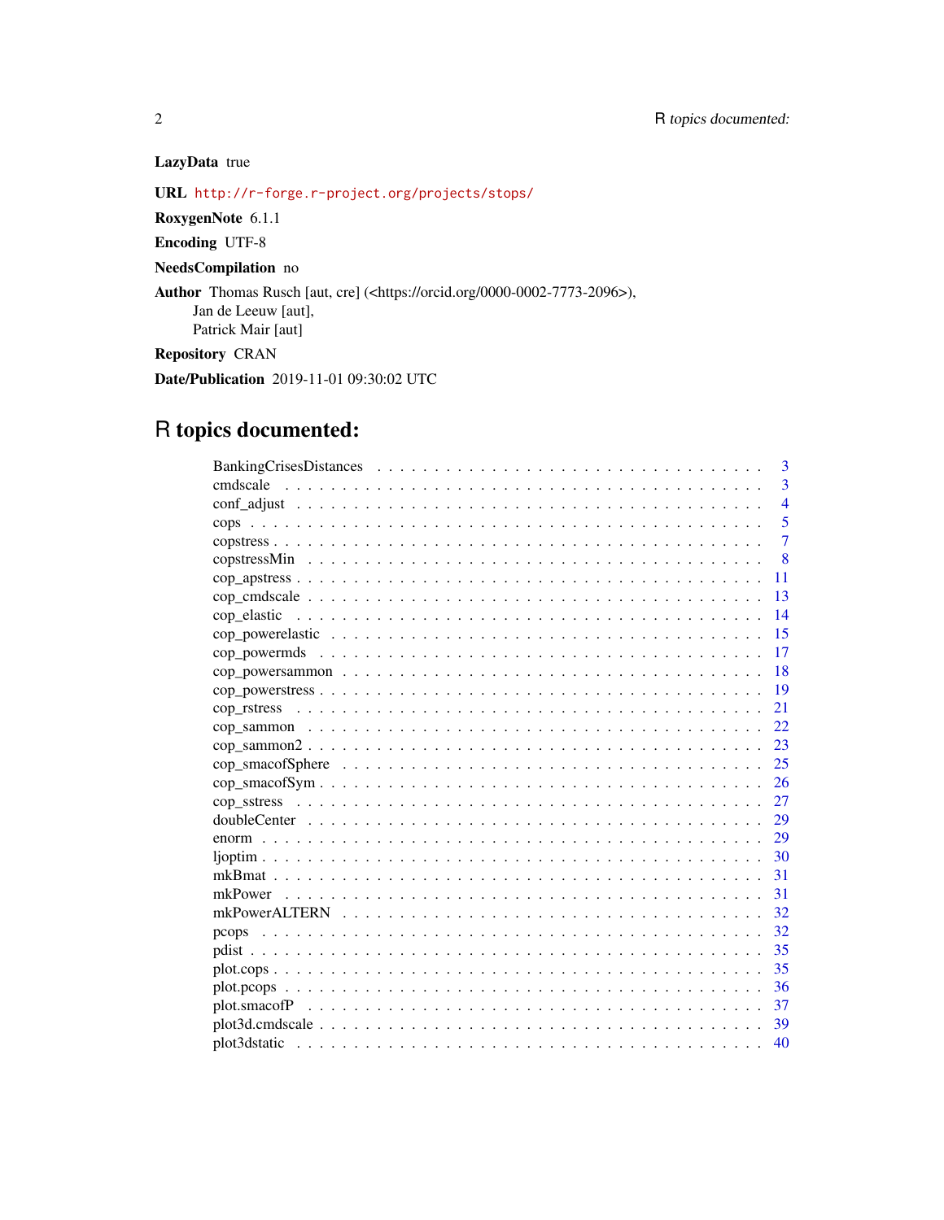**LazyData** true

**URL** http://r-forge.r-project.org/projects/stops/

**RoxygenNote** 6.1.1

**Encoding** UTF-8

**NeedsCompilation** no

**Author** Thomas Rusch [aut, cre] (<https://orcid.org/0000-0002-7773-2096>),
Jan de Leeuw [aut],
Patrick Mair [aut]

**Repository** CRAN

**Date/Publication** 2019-11-01 09:30:02 UTC

# R topics documented:

| | |
|---|---|
| BankingCrisesDistances | 3 |
| cmdscale | 3 |
| conf_adjust | 4 |
| cops | 5 |
| copstress | 7 |
| copstressMin | 8 |
| cop_apstress | 11 |
| cop_cmdscale | 13 |
| cop_elastic | 14 |
| cop_powerelastic | 15 |
| cop_powermds | 17 |
| cop_powersammon | 18 |
| cop_powerstress | 19 |
| cop_rstress | 21 |
| cop_sammon | 22 |
| cop_sammon2 | 23 |
| cop_smacofSphere | 25 |
| cop_smacofSym | 26 |
| cop_sstress | 27 |
| doubleCenter | 29 |
| enorm | 29 |
| ljoptim | 30 |
| mkBmat | 31 |
| mkPower | 31 |
| mkPowerALTERN | 32 |
| pcops | 32 |
| pdist | 35 |
| plot.cops | 35 |
| plot.pcops | 36 |
| plot.smacofP | 37 |
| plot3d.cmdscale | 39 |
| plot3dstatic | 40 |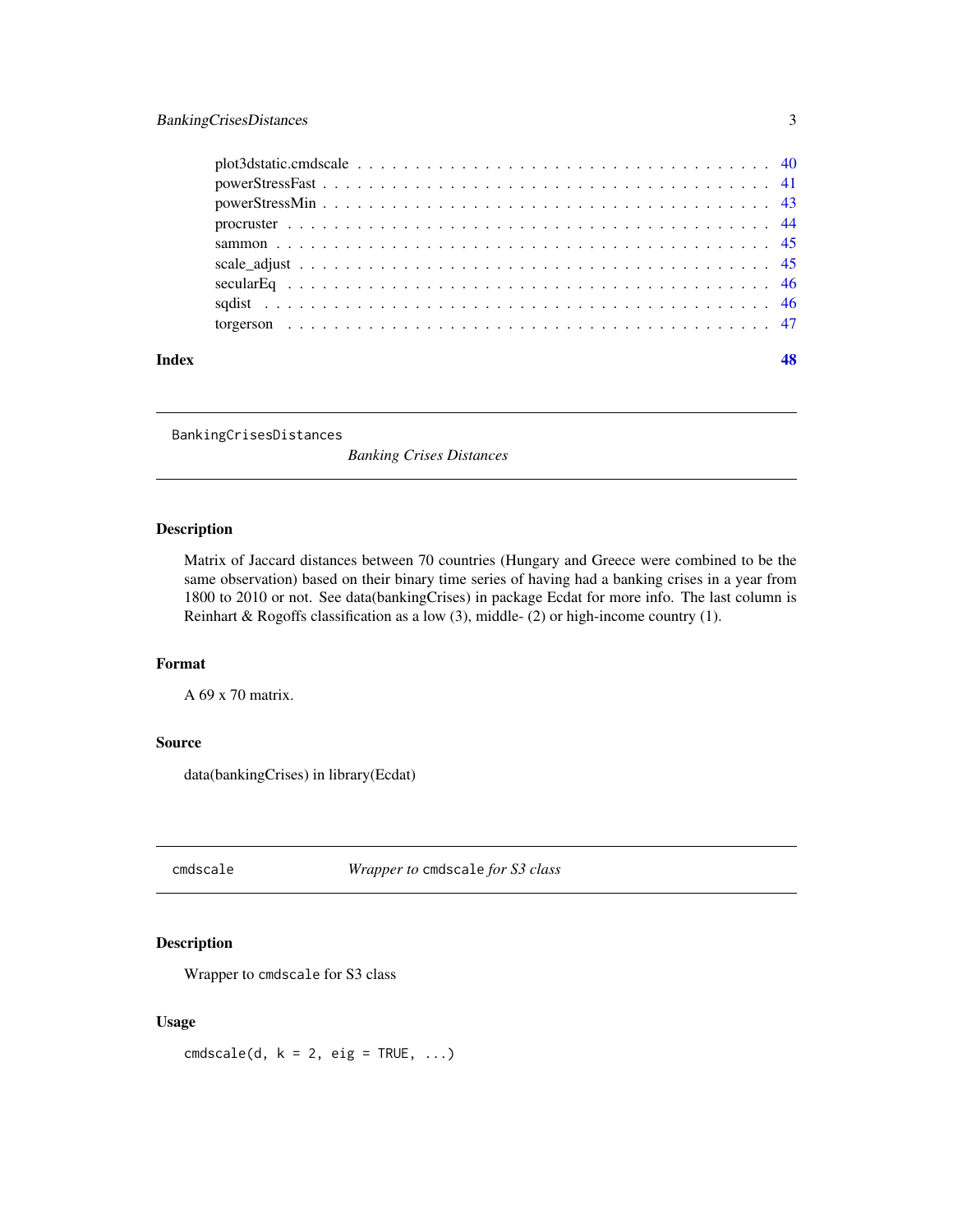plot3dstatic.cmdscale . . . . . . . . . . . . . . . . . . . . . . . . . . . . . . . . . 40
powerStressFast . . . . . . . . . . . . . . . . . . . . . . . . . . . . . . . . . . . . . 41
powerStressMin . . . . . . . . . . . . . . . . . . . . . . . . . . . . . . . . . . . . . 43
procruster . . . . . . . . . . . . . . . . . . . . . . . . . . . . . . . . . . . . . . . . 44
sammon . . . . . . . . . . . . . . . . . . . . . . . . . . . . . . . . . . . . . . . . . 45
scale_adjust . . . . . . . . . . . . . . . . . . . . . . . . . . . . . . . . . . . . . . 45
secularEq . . . . . . . . . . . . . . . . . . . . . . . . . . . . . . . . . . . . . . . . 46
sqdist . . . . . . . . . . . . . . . . . . . . . . . . . . . . . . . . . . . . . . . . . . 46
torgerson . . . . . . . . . . . . . . . . . . . . . . . . . . . . . . . . . . . . . . . . 47

**Index** **48**

---

## BankingCrisesDistances — *Banking Crises Distances*

### Description

Matrix of Jaccard distances between 70 countries (Hungary and Greece were combined to be the same observation) based on their binary time series of having had a banking crises in a year from 1800 to 2010 or not. See data(bankingCrises) in package Ecdat for more info. The last column is Reinhart & Rogoffs classification as a low (3), middle- (2) or high-income country (1).

### Format

A 69 x 70 matrix.

### Source

data(bankingCrises) in library(Ecdat)

---

## cmdscale — *Wrapper to* `cmdscale` *for S3 class*

### Description

Wrapper to `cmdscale` for S3 class

### Usage

```
cmdscale(d, k = 2, eig = TRUE, ...)
```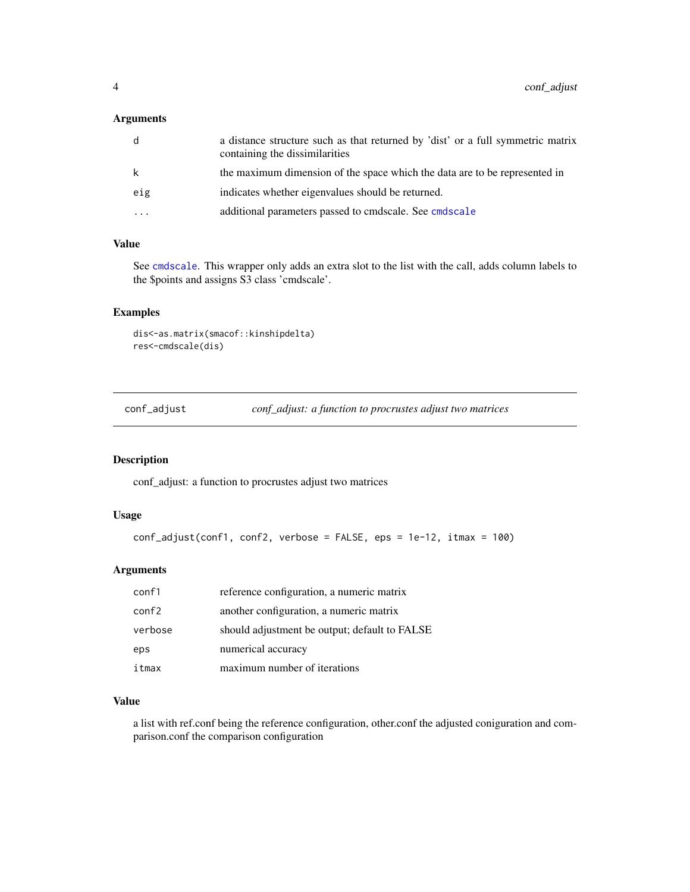### Arguments

| | |
|---|---|
| d | a distance structure such as that returned by 'dist' or a full symmetric matrix containing the dissimilarities |
| k | the maximum dimension of the space which the data are to be represented in |
| eig | indicates whether eigenvalues should be returned. |
| ... | additional parameters passed to cmdscale. See cmdscale |

### Value

See cmdscale. This wrapper only adds an extra slot to the list with the call, adds column labels to the $points and assigns S3 class 'cmdscale'.

### Examples

```
dis<-as.matrix(smacof::kinshipdelta)
res<-cmdscale(dis)
```

---

## conf_adjust — *conf_adjust: a function to procrustes adjust two matrices*

### Description

conf_adjust: a function to procrustes adjust two matrices

### Usage

```
conf_adjust(conf1, conf2, verbose = FALSE, eps = 1e-12, itmax = 100)
```

### Arguments

| | |
|---|---|
| conf1 | reference configuration, a numeric matrix |
| conf2 | another configuration, a numeric matrix |
| verbose | should adjustment be output; default to FALSE |
| eps | numerical accuracy |
| itmax | maximum number of iterations |

### Value

a list with ref.conf being the reference configuration, other.conf the adjusted coniguration and comparison.conf the comparison configuration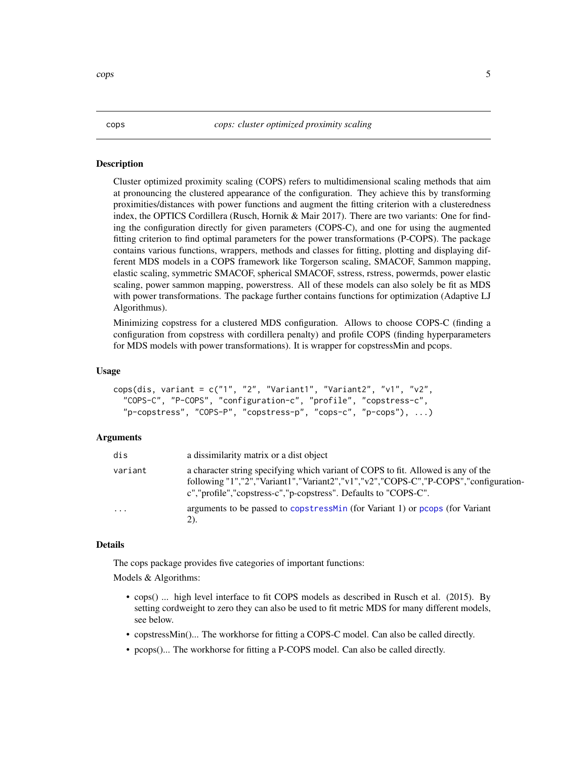cops *cops: cluster optimized proximity scaling*

## Description

Cluster optimized proximity scaling (COPS) refers to multidimensional scaling methods that aim at pronouncing the clustered appearance of the configuration. They achieve this by transforming proximities/distances with power functions and augment the fitting criterion with a clusteredness index, the OPTICS Cordillera (Rusch, Hornik & Mair 2017). There are two variants: One for finding the configuration directly for given parameters (COPS-C), and one for using the augmented fitting criterion to find optimal parameters for the power transformations (P-COPS). The package contains various functions, wrappers, methods and classes for fitting, plotting and displaying different MDS models in a COPS framework like Torgerson scaling, SMACOF, Sammon mapping, elastic scaling, symmetric SMACOF, spherical SMACOF, sstress, rstress, powermds, power elastic scaling, power sammon mapping, powerstress. All of these models can also solely be fit as MDS with power transformations. The package further contains functions for optimization (Adaptive LJ Algorithmus).

Minimizing copstress for a clustered MDS configuration. Allows to choose COPS-C (finding a configuration from copstress with cordillera penalty) and profile COPS (finding hyperparameters for MDS models with power transformations). It is wrapper for copstressMin and pcops.

## Usage

```
cops(dis, variant = c("1", "2", "Variant1", "Variant2", "v1", "v2",
  "COPS-C", "P-COPS", "configuration-c", "profile", "copstress-c",
  "p-copstress", "COPS-P", "copstress-p", "cops-c", "p-cops"), ...)
```

## Arguments

| | |
|---|---|
| dis | a dissimilarity matrix or a dist object |
| variant | a character string specifying which variant of COPS to fit. Allowed is any of the following "1","2","Variant1","Variant2","v1","v2","COPS-C","P-COPS","configuration-c","profile","copstress-c","p-copstress". Defaults to "COPS-C". |
| ... | arguments to be passed to copstressMin (for Variant 1) or pcops (for Variant 2). |

## Details

The cops package provides five categories of important functions:

Models & Algorithms:

- cops() ... high level interface to fit COPS models as described in Rusch et al. (2015). By setting cordweight to zero they can also be used to fit metric MDS for many different models, see below.
- copstressMin()... The workhorse for fitting a COPS-C model. Can also be called directly.
- pcops()... The workhorse for fitting a P-COPS model. Can also be called directly.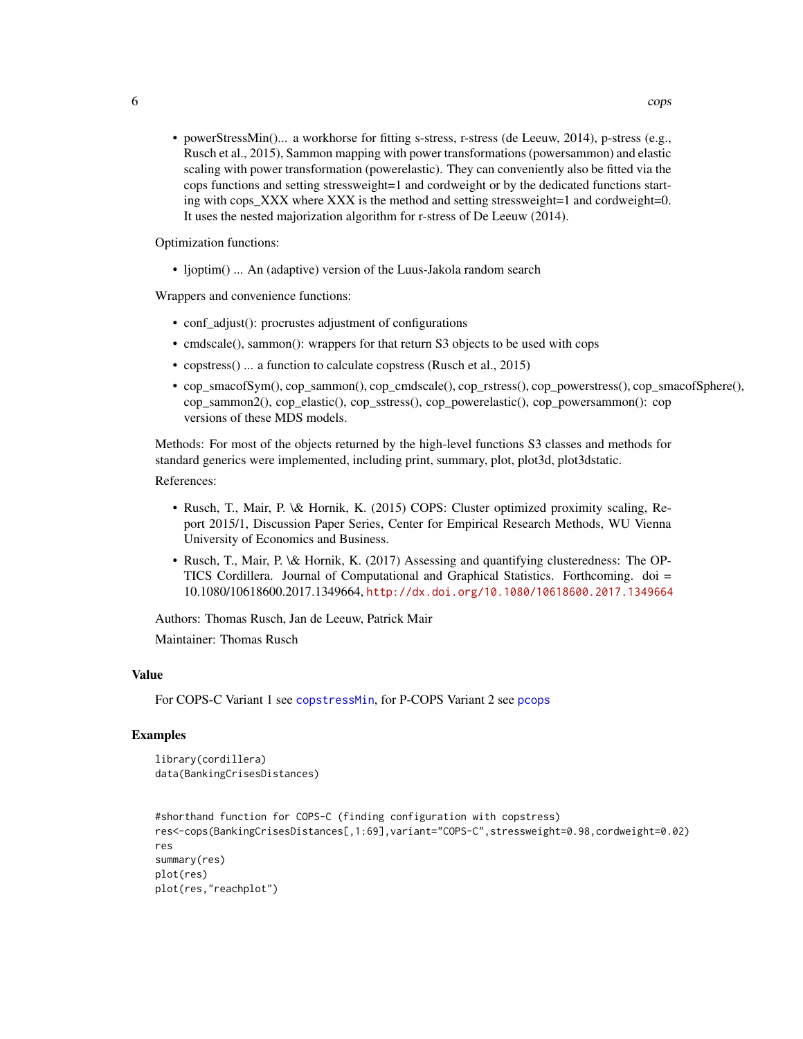- powerStressMin()... a workhorse for fitting s-stress, r-stress (de Leeuw, 2014), p-stress (e.g., Rusch et al., 2015), Sammon mapping with power transformations (powersammon) and elastic scaling with power transformation (powerelastic). They can conveniently also be fitted via the cops functions and setting stressweight=1 and cordweight or by the dedicated functions starting with cops_XXX where XXX is the method and setting stressweight=1 and cordweight=0. It uses the nested majorization algorithm for r-stress of De Leeuw (2014).

Optimization functions:

- ljoptim() ... An (adaptive) version of the Luus-Jakola random search

Wrappers and convenience functions:

- conf_adjust(): procrustes adjustment of configurations
- cmdscale(), sammon(): wrappers for that return S3 objects to be used with cops
- copstress() ... a function to calculate copstress (Rusch et al., 2015)
- cop_smacofSym(), cop_sammon(), cop_cmdscale(), cop_rstress(), cop_powerstress(), cop_smacofSphere(), cop_sammon2(), cop_elastic(), cop_sstress(), cop_powerelastic(), cop_powersammon(): cop versions of these MDS models.

Methods: For most of the objects returned by the high-level functions S3 classes and methods for standard generics were implemented, including print, summary, plot, plot3d, plot3dstatic.

References:

- Rusch, T., Mair, P. \& Hornik, K. (2015) COPS: Cluster optimized proximity scaling, Report 2015/1, Discussion Paper Series, Center for Empirical Research Methods, WU Vienna University of Economics and Business.
- Rusch, T., Mair, P. \& Hornik, K. (2017) Assessing and quantifying clusteredness: The OPTICS Cordillera. Journal of Computational and Graphical Statistics. Forthcoming. doi = 10.1080/10618600.2017.1349664, http://dx.doi.org/10.1080/10618600.2017.1349664

Authors: Thomas Rusch, Jan de Leeuw, Patrick Mair

Maintainer: Thomas Rusch

## Value

For COPS-C Variant 1 see copstressMin, for P-COPS Variant 2 see pcops

## Examples

```
library(cordillera)
data(BankingCrisesDistances)


#shorthand function for COPS-C (finding configuration with copstress)
res<-cops(BankingCrisesDistances[,1:69],variant="COPS-C",stressweight=0.98,cordweight=0.02)
res
summary(res)
plot(res)
plot(res,"reachplot")
```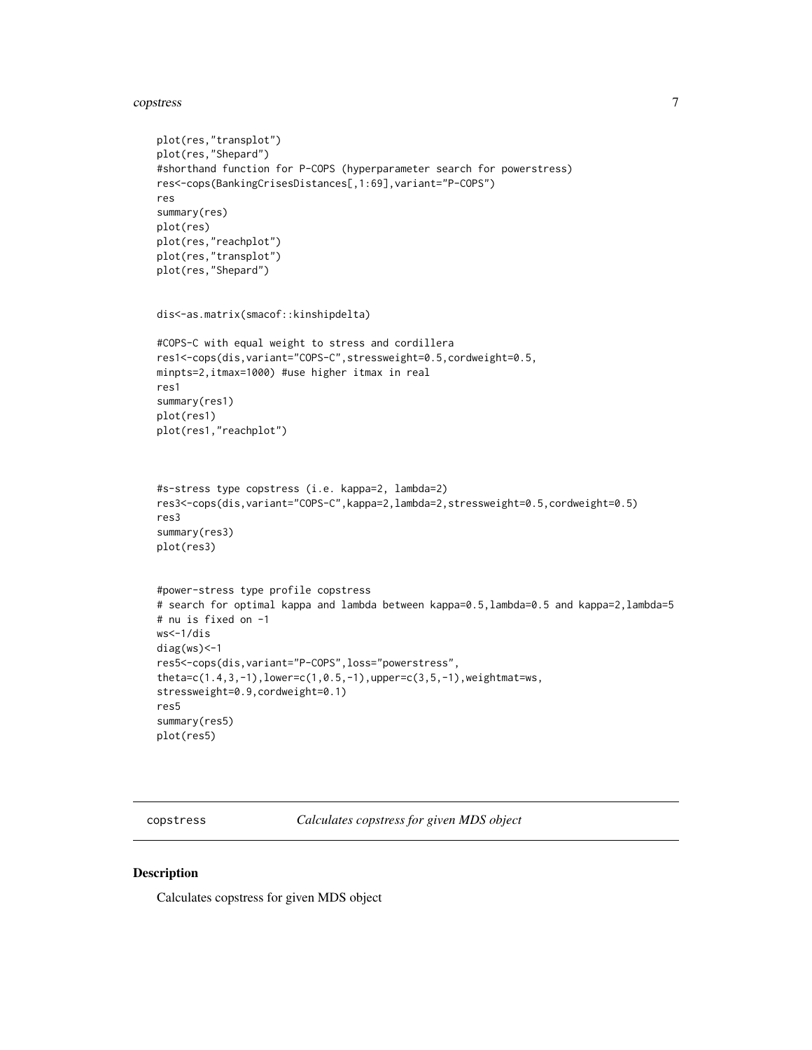```
plot(res,"transplot")
plot(res,"Shepard")
#shorthand function for P-COPS (hyperparameter search for powerstress)
res<-cops(BankingCrisesDistances[,1:69],variant="P-COPS")
res
summary(res)
plot(res)
plot(res,"reachplot")
plot(res,"transplot")
plot(res,"Shepard")


dis<-as.matrix(smacof::kinshipdelta)

#COPS-C with equal weight to stress and cordillera
res1<-cops(dis,variant="COPS-C",stressweight=0.5,cordweight=0.5,
minpts=2,itmax=1000) #use higher itmax in real
res1
summary(res1)
plot(res1)
plot(res1,"reachplot")



#s-stress type copstress (i.e. kappa=2, lambda=2)
res3<-cops(dis,variant="COPS-C",kappa=2,lambda=2,stressweight=0.5,cordweight=0.5)
res3
summary(res3)
plot(res3)


#power-stress type profile copstress
# search for optimal kappa and lambda between kappa=0.5,lambda=0.5 and kappa=2,lambda=5
# nu is fixed on -1
ws<-1/dis
diag(ws)<-1
res5<-cops(dis,variant="P-COPS",loss="powerstress",
theta=c(1.4,3,-1),lower=c(1,0.5,-1),upper=c(3,5,-1),weightmat=ws,
stressweight=0.9,cordweight=0.1)
res5
summary(res5)
plot(res5)
```

## copstress — *Calculates copstress for given MDS object*

### Description

Calculates copstress for given MDS object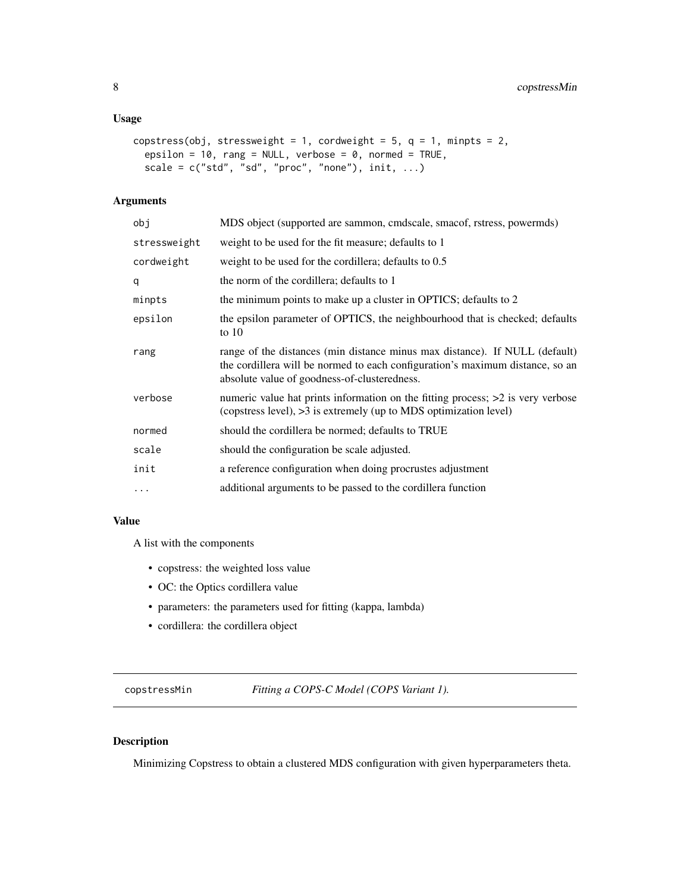### Usage

```
copstress(obj, stressweight = 1, cordweight = 5, q = 1, minpts = 2,
  epsilon = 10, rang = NULL, verbose = 0, normed = TRUE,
  scale = c("std", "sd", "proc", "none"), init, ...)
```

### Arguments

| | |
|---|---|
| obj | MDS object (supported are sammon, cmdscale, smacof, rstress, powermds) |
| stressweight | weight to be used for the fit measure; defaults to 1 |
| cordweight | weight to be used for the cordillera; defaults to 0.5 |
| q | the norm of the cordillera; defaults to 1 |
| minpts | the minimum points to make up a cluster in OPTICS; defaults to 2 |
| epsilon | the epsilon parameter of OPTICS, the neighbourhood that is checked; defaults to 10 |
| rang | range of the distances (min distance minus max distance). If NULL (default) the cordillera will be normed to each configuration's maximum distance, so an absolute value of goodness-of-clusteredness. |
| verbose | numeric value hat prints information on the fitting process; >2 is very verbose (copstress level), >3 is extremely (up to MDS optimization level) |
| normed | should the cordillera be normed; defaults to TRUE |
| scale | should the configuration be scale adjusted. |
| init | a reference configuration when doing procrustes adjustment |
| ... | additional arguments to be passed to the cordillera function |

### Value

A list with the components

- copstress: the weighted loss value
- OC: the Optics cordillera value
- parameters: the parameters used for fitting (kappa, lambda)
- cordillera: the cordillera object

---

## copstressMin — *Fitting a COPS-C Model (COPS Variant 1).*

### Description

Minimizing Copstress to obtain a clustered MDS configuration with given hyperparameters theta.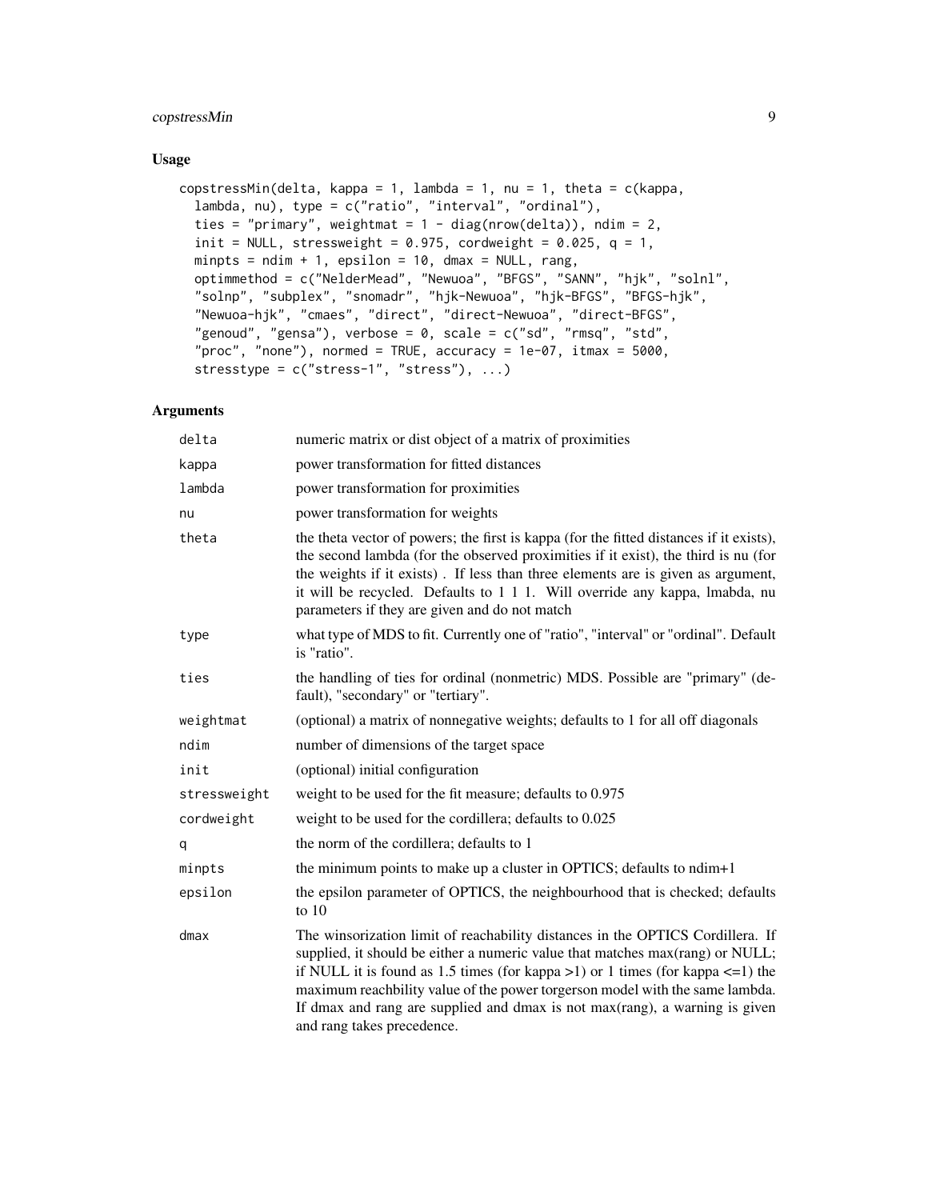## Usage

```
copstressMin(delta, kappa = 1, lambda = 1, nu = 1, theta = c(kappa,
  lambda, nu), type = c("ratio", "interval", "ordinal"),
  ties = "primary", weightmat = 1 - diag(nrow(delta)), ndim = 2,
  init = NULL, stressweight = 0.975, cordweight = 0.025, q = 1,
  minpts = ndim + 1, epsilon = 10, dmax = NULL, rang,
  optimmethod = c("NelderMead", "Newuoa", "BFGS", "SANN", "hjk", "solnl",
  "solnp", "subplex", "snomadr", "hjk-Newuoa", "hjk-BFGS", "BFGS-hjk",
  "Newuoa-hjk", "cmaes", "direct", "direct-Newuoa", "direct-BFGS",
  "genoud", "gensa"), verbose = 0, scale = c("sd", "rmsq", "std",
  "proc", "none"), normed = TRUE, accuracy = 1e-07, itmax = 5000,
  stresstype = c("stress-1", "stress"), ...)
```

## Arguments

| | |
|---|---|
| delta | numeric matrix or dist object of a matrix of proximities |
| kappa | power transformation for fitted distances |
| lambda | power transformation for proximities |
| nu | power transformation for weights |
| theta | the theta vector of powers; the first is kappa (for the fitted distances if it exists), the second lambda (for the observed proximities if it exist), the third is nu (for the weights if it exists) . If less than three elements are is given as argument, it will be recycled. Defaults to 1 1 1. Will override any kappa, lmabda, nu parameters if they are given and do not match |
| type | what type of MDS to fit. Currently one of "ratio", "interval" or "ordinal". Default is "ratio". |
| ties | the handling of ties for ordinal (nonmetric) MDS. Possible are "primary" (default), "secondary" or "tertiary". |
| weightmat | (optional) a matrix of nonnegative weights; defaults to 1 for all off diagonals |
| ndim | number of dimensions of the target space |
| init | (optional) initial configuration |
| stressweight | weight to be used for the fit measure; defaults to 0.975 |
| cordweight | weight to be used for the cordillera; defaults to 0.025 |
| q | the norm of the cordillera; defaults to 1 |
| minpts | the minimum points to make up a cluster in OPTICS; defaults to ndim+1 |
| epsilon | the epsilon parameter of OPTICS, the neighbourhood that is checked; defaults to 10 |
| dmax | The winsorization limit of reachability distances in the OPTICS Cordillera. If supplied, it should be either a numeric value that matches max(rang) or NULL; if NULL it is found as 1.5 times (for kappa >1) or 1 times (for kappa <=1) the maximum reachbility value of the power torgerson model with the same lambda. If dmax and rang are supplied and dmax is not max(rang), a warning is given and rang takes precedence. |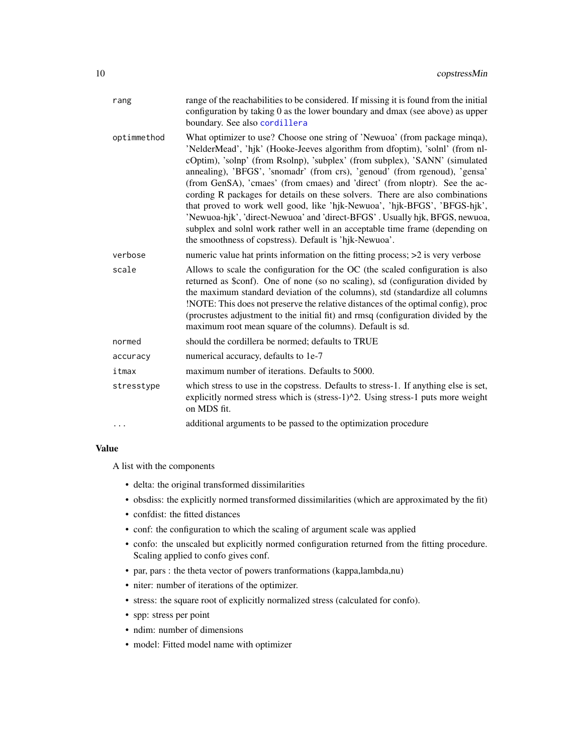| | |
|---|---|
| `rang` | range of the reachabilities to be considered. If missing it is found from the initial configuration by taking 0 as the lower boundary and dmax (see above) as upper boundary. See also `cordillera` |
| `optimmethod` | What optimizer to use? Choose one string of 'Newuoa' (from package minqa), 'NelderMead', 'hjk' (Hooke-Jeeves algorithm from dfoptim), 'solnl' (from nlcOptim), 'solnp' (from Rsolnp), 'subplex' (from subplex), 'SANN' (simulated annealing), 'BFGS', 'snomadr' (from crs), 'genoud' (from rgenoud), 'gensa' (from GenSA), 'cmaes' (from cmaes) and 'direct' (from nloptr). See the according R packages for details on these solvers. There are also combinations that proved to work well good, like 'hjk-Newuoa', 'hjk-BFGS', 'BFGS-hjk', 'Newuoa-hjk', 'direct-Newuoa' and 'direct-BFGS' . Usually hjk, BFGS, newuoa, subplex and solnl work rather well in an acceptable time frame (depending on the smoothness of copstress). Default is 'hjk-Newuoa'. |
| `verbose` | numeric value hat prints information on the fitting process; >2 is very verbose |
| `scale` | Allows to scale the configuration for the OC (the scaled configuration is also returned as $conf). One of none (so no scaling), sd (configuration divided by the maximum standard deviation of the columns), std (standardize all columns !NOTE: This does not preserve the relative distances of the optimal config), proc (procrustes adjustment to the initial fit) and rmsq (configuration divided by the maximum root mean square of the columns). Default is sd. |
| `normed` | should the cordillera be normed; defaults to TRUE |
| `accuracy` | numerical accuracy, defaults to 1e-7 |
| `itmax` | maximum number of iterations. Defaults to 5000. |
| `stresstype` | which stress to use in the copstress. Defaults to stress-1. If anything else is set, explicitly normed stress which is (stress-1)^2. Using stress-1 puts more weight on MDS fit. |
| `...` | additional arguments to be passed to the optimization procedure |

### Value

A list with the components

- delta: the original transformed dissimilarities
- obsdiss: the explicitly normed transformed dissimilarities (which are approximated by the fit)
- confdist: the fitted distances
- conf: the configuration to which the scaling of argument scale was applied
- confo: the unscaled but explicitly normed configuration returned from the fitting procedure. Scaling applied to confo gives conf.
- par, pars : the theta vector of powers tranformations (kappa,lambda,nu)
- niter: number of iterations of the optimizer.
- stress: the square root of explicitly normalized stress (calculated for confo).
- spp: stress per point
- ndim: number of dimensions
- model: Fitted model name with optimizer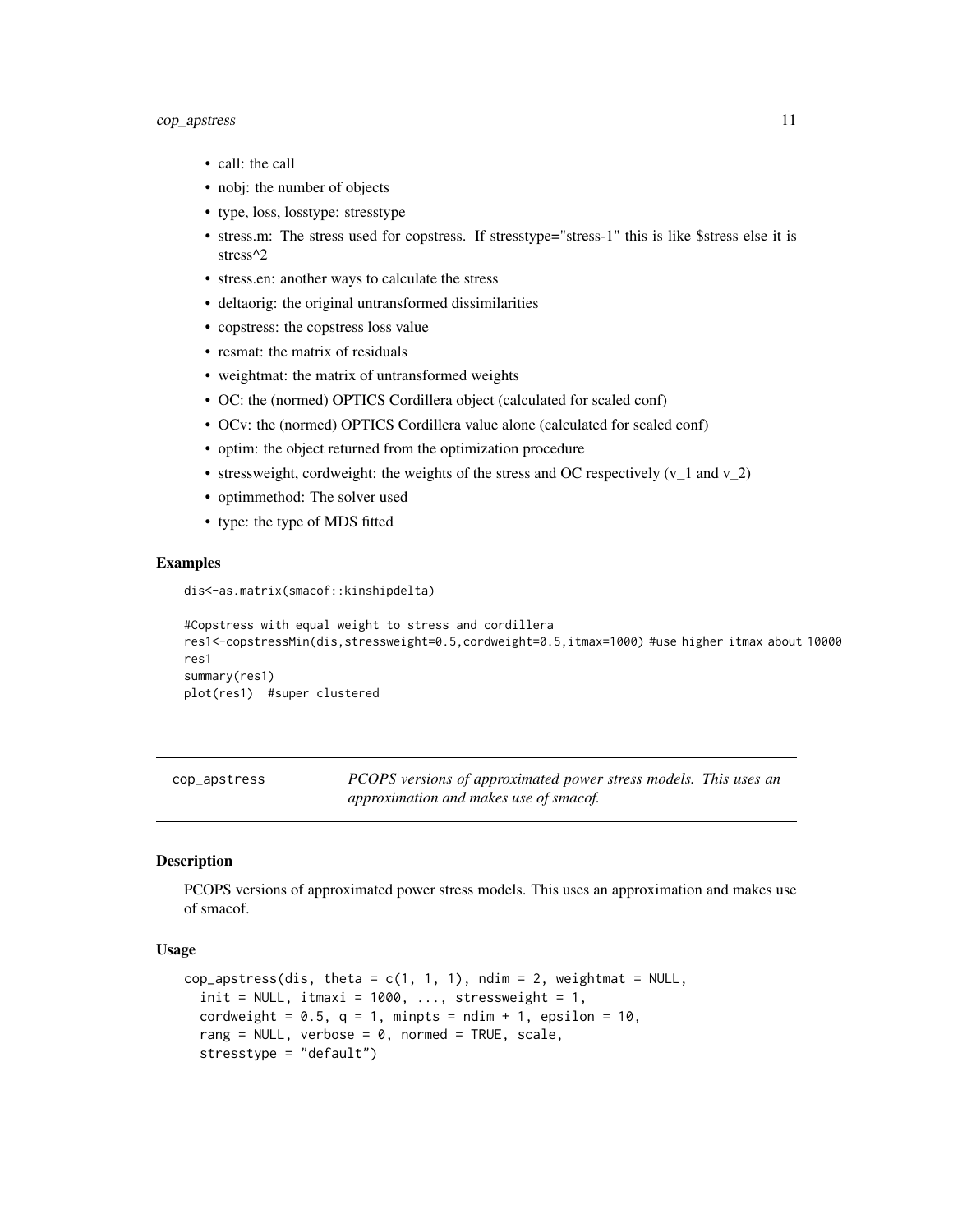- call: the call
- nobj: the number of objects
- type, loss, losstype: stresstype
- stress.m: The stress used for copstress. If stresstype="stress-1" this is like $stress else it is stress^2
- stress.en: another ways to calculate the stress
- deltaorig: the original untransformed dissimilarities
- copstress: the copstress loss value
- resmat: the matrix of residuals
- weightmat: the matrix of untransformed weights
- OC: the (normed) OPTICS Cordillera object (calculated for scaled conf)
- OCv: the (normed) OPTICS Cordillera value alone (calculated for scaled conf)
- optim: the object returned from the optimization procedure
- stressweight, cordweight: the weights of the stress and OC respectively (v_1 and v_2)
- optimmethod: The solver used
- type: the type of MDS fitted

### Examples

```
dis<-as.matrix(smacof::kinshipdelta)

#Copstress with equal weight to stress and cordillera
res1<-copstressMin(dis,stressweight=0.5,cordweight=0.5,itmax=1000) #use higher itmax about 10000
res1
summary(res1)
plot(res1)  #super clustered
```

---

## cop_apstress — *PCOPS versions of approximated power stress models. This uses an approximation and makes use of smacof.*

### Description

PCOPS versions of approximated power stress models. This uses an approximation and makes use of smacof.

### Usage

```
cop_apstress(dis, theta = c(1, 1, 1), ndim = 2, weightmat = NULL,
  init = NULL, itmaxi = 1000, ..., stressweight = 1,
  cordweight = 0.5, q = 1, minpts = ndim + 1, epsilon = 10,
  rang = NULL, verbose = 0, normed = TRUE, scale,
  stresstype = "default")
```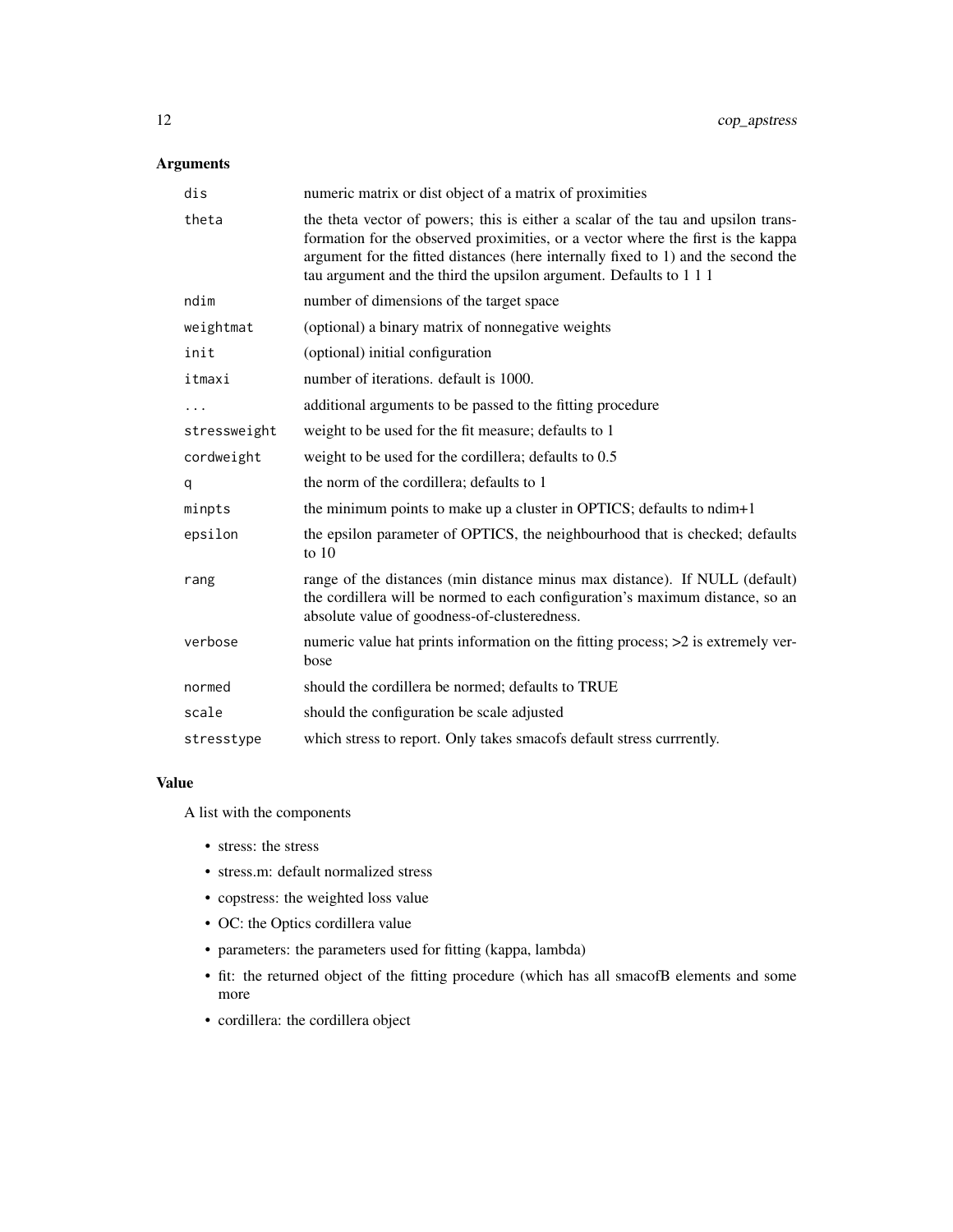## Arguments

| | |
|---|---|
| `dis` | numeric matrix or dist object of a matrix of proximities |
| `theta` | the theta vector of powers; this is either a scalar of the tau and upsilon transformation for the observed proximities, or a vector where the first is the kappa argument for the fitted distances (here internally fixed to 1) and the second the tau argument and the third the upsilon argument. Defaults to 1 1 1 |
| `ndim` | number of dimensions of the target space |
| `weightmat` | (optional) a binary matrix of nonnegative weights |
| `init` | (optional) initial configuration |
| `itmaxi` | number of iterations. default is 1000. |
| `...` | additional arguments to be passed to the fitting procedure |
| `stressweight` | weight to be used for the fit measure; defaults to 1 |
| `cordweight` | weight to be used for the cordillera; defaults to 0.5 |
| `q` | the norm of the cordillera; defaults to 1 |
| `minpts` | the minimum points to make up a cluster in OPTICS; defaults to ndim+1 |
| `epsilon` | the epsilon parameter of OPTICS, the neighbourhood that is checked; defaults to 10 |
| `rang` | range of the distances (min distance minus max distance). If NULL (default) the cordillera will be normed to each configuration's maximum distance, so an absolute value of goodness-of-clusteredness. |
| `verbose` | numeric value hat prints information on the fitting process; >2 is extremely verbose |
| `normed` | should the cordillera be normed; defaults to TRUE |
| `scale` | should the configuration be scale adjusted |
| `stresstype` | which stress to report. Only takes smacofs default stress currrently. |

## Value

A list with the components

- stress: the stress
- stress.m: default normalized stress
- copstress: the weighted loss value
- OC: the Optics cordillera value
- parameters: the parameters used for fitting (kappa, lambda)
- fit: the returned object of the fitting procedure (which has all smacofB elements and some more
- cordillera: the cordillera object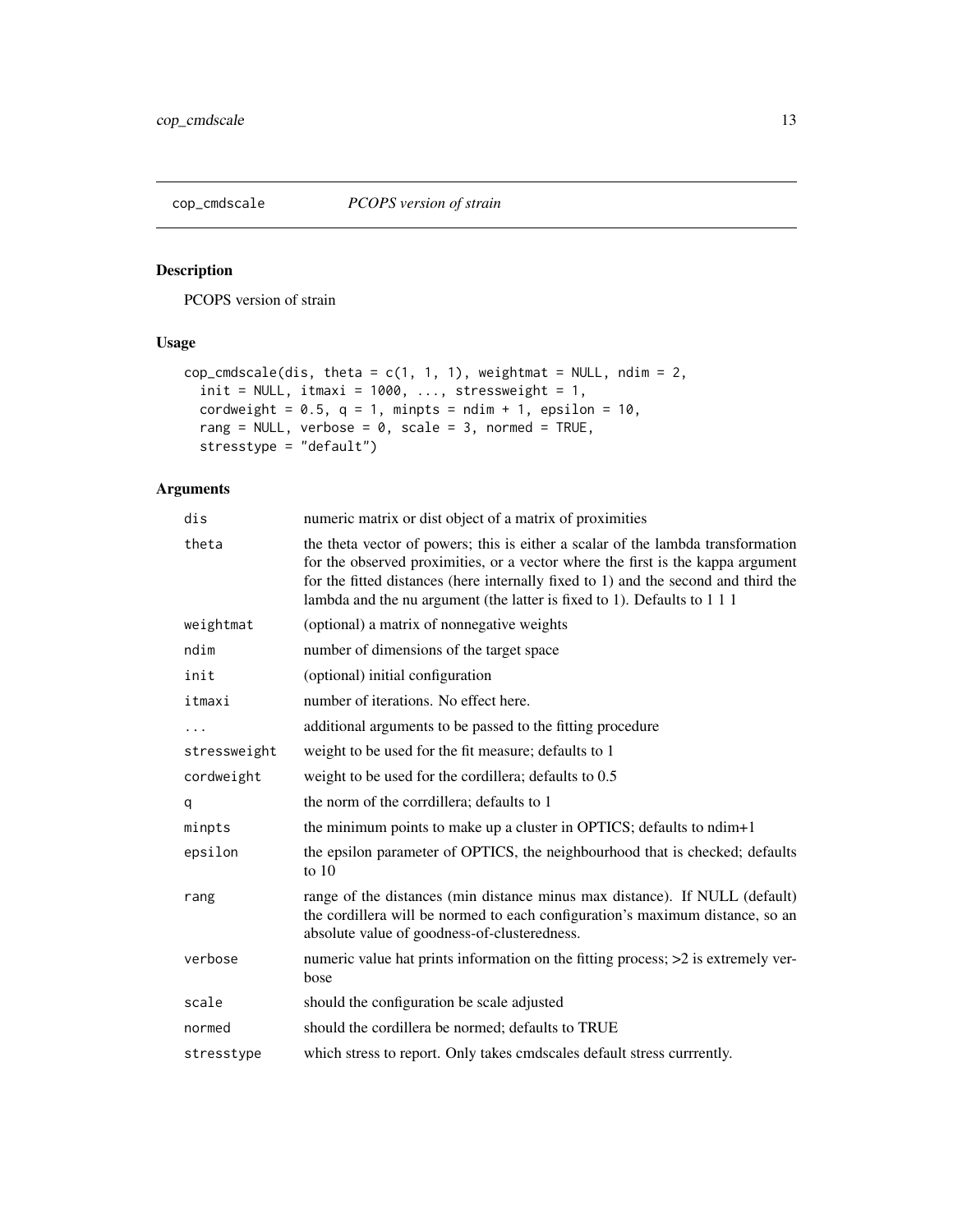## cop_cmdscale *PCOPS version of strain*

### Description

PCOPS version of strain

### Usage

```
cop_cmdscale(dis, theta = c(1, 1, 1), weightmat = NULL, ndim = 2,
  init = NULL, itmaxi = 1000, ..., stressweight = 1,
  cordweight = 0.5, q = 1, minpts = ndim + 1, epsilon = 10,
  rang = NULL, verbose = 0, scale = 3, normed = TRUE,
  stresstype = "default")
```

### Arguments

| | |
|---|---|
| `dis` | numeric matrix or dist object of a matrix of proximities |
| `theta` | the theta vector of powers; this is either a scalar of the lambda transformation for the observed proximities, or a vector where the first is the kappa argument for the fitted distances (here internally fixed to 1) and the second and third the lambda and the nu argument (the latter is fixed to 1). Defaults to 1 1 1 |
| `weightmat` | (optional) a matrix of nonnegative weights |
| `ndim` | number of dimensions of the target space |
| `init` | (optional) initial configuration |
| `itmaxi` | number of iterations. No effect here. |
| `...` | additional arguments to be passed to the fitting procedure |
| `stressweight` | weight to be used for the fit measure; defaults to 1 |
| `cordweight` | weight to be used for the cordillera; defaults to 0.5 |
| `q` | the norm of the corrdillera; defaults to 1 |
| `minpts` | the minimum points to make up a cluster in OPTICS; defaults to ndim+1 |
| `epsilon` | the epsilon parameter of OPTICS, the neighbourhood that is checked; defaults to 10 |
| `rang` | range of the distances (min distance minus max distance). If NULL (default) the cordillera will be normed to each configuration's maximum distance, so an absolute value of goodness-of-clusteredness. |
| `verbose` | numeric value hat prints information on the fitting process; >2 is extremely verbose |
| `scale` | should the configuration be scale adjusted |
| `normed` | should the cordillera be normed; defaults to TRUE |
| `stresstype` | which stress to report. Only takes cmdscales default stress currrently. |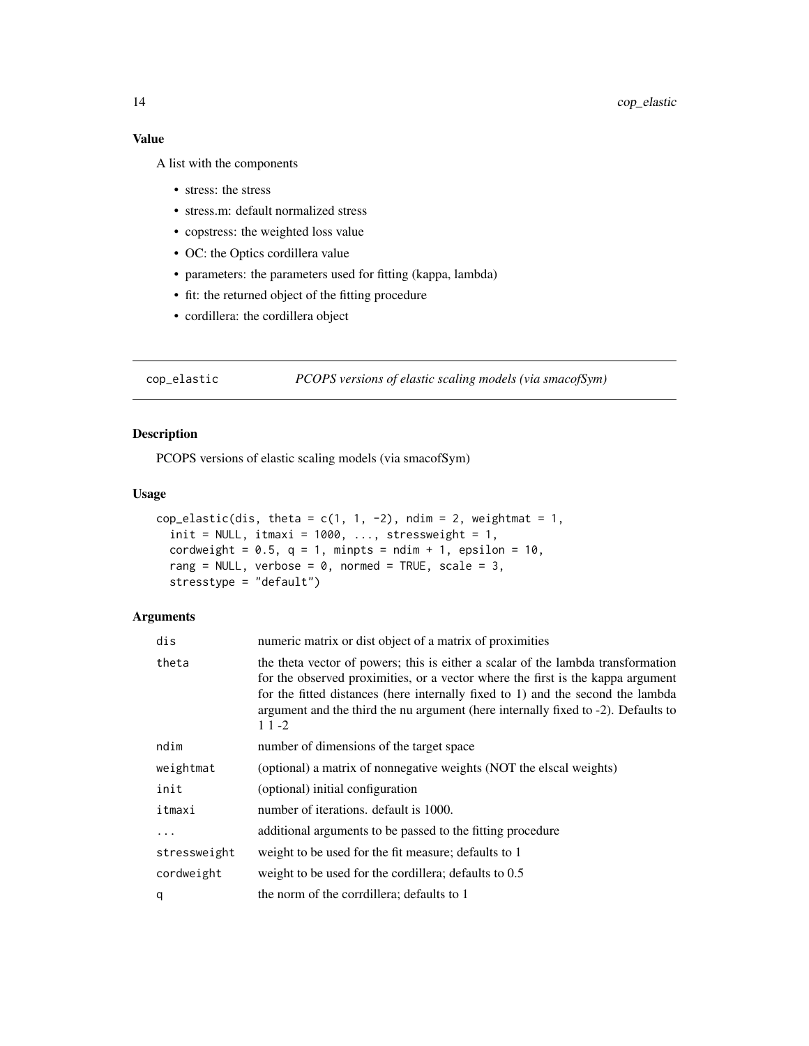## Value

A list with the components

- stress: the stress
- stress.m: default normalized stress
- copstress: the weighted loss value
- OC: the Optics cordillera value
- parameters: the parameters used for fitting (kappa, lambda)
- fit: the returned object of the fitting procedure
- cordillera: the cordillera object

---

`cop_elastic` *PCOPS versions of elastic scaling models (via smacofSym)*

---

## Description

PCOPS versions of elastic scaling models (via smacofSym)

## Usage

```
cop_elastic(dis, theta = c(1, 1, -2), ndim = 2, weightmat = 1,
  init = NULL, itmaxi = 1000, ..., stressweight = 1,
  cordweight = 0.5, q = 1, minpts = ndim + 1, epsilon = 10,
  rang = NULL, verbose = 0, normed = TRUE, scale = 3,
  stresstype = "default")
```

## Arguments

| | |
|---|---|
| `dis` | numeric matrix or dist object of a matrix of proximities |
| `theta` | the theta vector of powers; this is either a scalar of the lambda transformation for the observed proximities, or a vector where the first is the kappa argument for the fitted distances (here internally fixed to 1) and the second the lambda argument and the third the nu argument (here internally fixed to -2). Defaults to 1 1 -2 |
| `ndim` | number of dimensions of the target space |
| `weightmat` | (optional) a matrix of nonnegative weights (NOT the elscal weights) |
| `init` | (optional) initial configuration |
| `itmaxi` | number of iterations. default is 1000. |
| `...` | additional arguments to be passed to the fitting procedure |
| `stressweight` | weight to be used for the fit measure; defaults to 1 |
| `cordweight` | weight to be used for the cordillera; defaults to 0.5 |
| `q` | the norm of the corrdillera; defaults to 1 |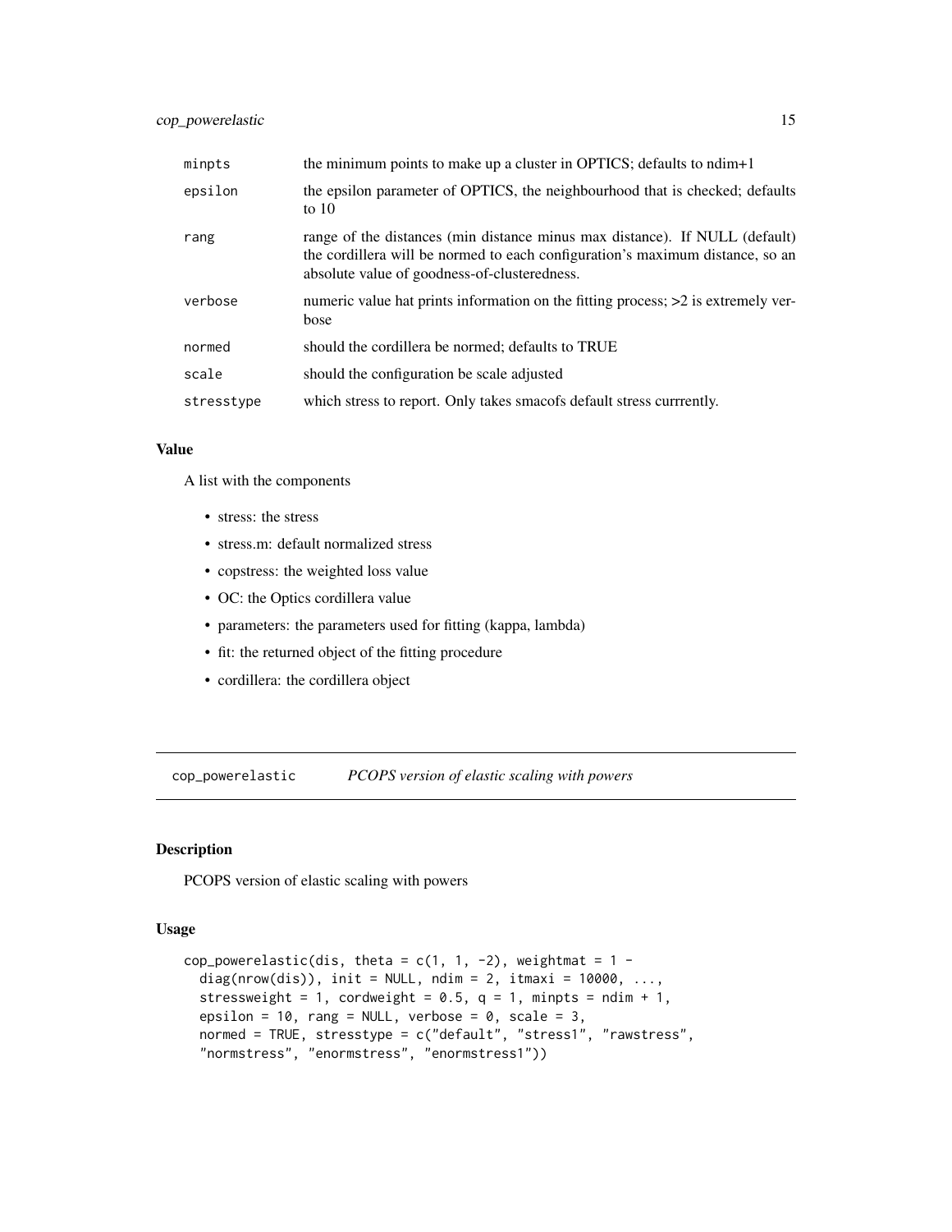| | |
|---|---|
| minpts | the minimum points to make up a cluster in OPTICS; defaults to ndim+1 |
| epsilon | the epsilon parameter of OPTICS, the neighbourhood that is checked; defaults to 10 |
| rang | range of the distances (min distance minus max distance). If NULL (default) the cordillera will be normed to each configuration's maximum distance, so an absolute value of goodness-of-clusteredness. |
| verbose | numeric value hat prints information on the fitting process; >2 is extremely verbose |
| normed | should the cordillera be normed; defaults to TRUE |
| scale | should the configuration be scale adjusted |
| stresstype | which stress to report. Only takes smacofs default stress currrently. |

### Value

A list with the components

- stress: the stress
- stress.m: default normalized stress
- copstress: the weighted loss value
- OC: the Optics cordillera value
- parameters: the parameters used for fitting (kappa, lambda)
- fit: the returned object of the fitting procedure
- cordillera: the cordillera object

---

## cop_powerelastic — *PCOPS version of elastic scaling with powers*

### Description

PCOPS version of elastic scaling with powers

### Usage

```
cop_powerelastic(dis, theta = c(1, 1, -2), weightmat = 1 -
  diag(nrow(dis)), init = NULL, ndim = 2, itmaxi = 10000, ...,
  stressweight = 1, cordweight = 0.5, q = 1, minpts = ndim + 1,
  epsilon = 10, rang = NULL, verbose = 0, scale = 3,
  normed = TRUE, stresstype = c("default", "stress1", "rawstress",
  "normstress", "enormstress", "enormstress1"))
```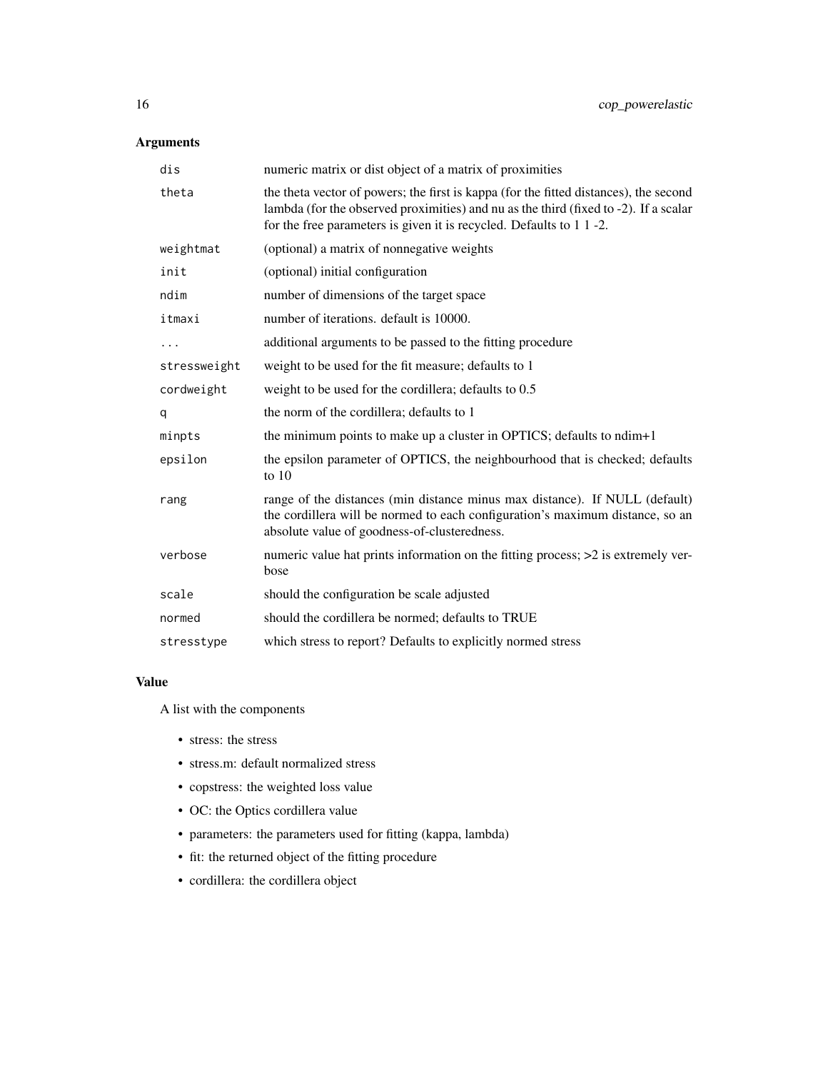## Arguments

| | |
|---|---|
| dis | numeric matrix or dist object of a matrix of proximities |
| theta | the theta vector of powers; the first is kappa (for the fitted distances), the second lambda (for the observed proximities) and nu as the third (fixed to -2). If a scalar for the free parameters is given it is recycled. Defaults to 1 1 -2. |
| weightmat | (optional) a matrix of nonnegative weights |
| init | (optional) initial configuration |
| ndim | number of dimensions of the target space |
| itmaxi | number of iterations. default is 10000. |
| ... | additional arguments to be passed to the fitting procedure |
| stressweight | weight to be used for the fit measure; defaults to 1 |
| cordweight | weight to be used for the cordillera; defaults to 0.5 |
| q | the norm of the cordillera; defaults to 1 |
| minpts | the minimum points to make up a cluster in OPTICS; defaults to ndim+1 |
| epsilon | the epsilon parameter of OPTICS, the neighbourhood that is checked; defaults to 10 |
| rang | range of the distances (min distance minus max distance). If NULL (default) the cordillera will be normed to each configuration's maximum distance, so an absolute value of goodness-of-clusteredness. |
| verbose | numeric value hat prints information on the fitting process; >2 is extremely verbose |
| scale | should the configuration be scale adjusted |
| normed | should the cordillera be normed; defaults to TRUE |
| stresstype | which stress to report? Defaults to explicitly normed stress |

## Value

A list with the components

- stress: the stress
- stress.m: default normalized stress
- copstress: the weighted loss value
- OC: the Optics cordillera value
- parameters: the parameters used for fitting (kappa, lambda)
- fit: the returned object of the fitting procedure
- cordillera: the cordillera object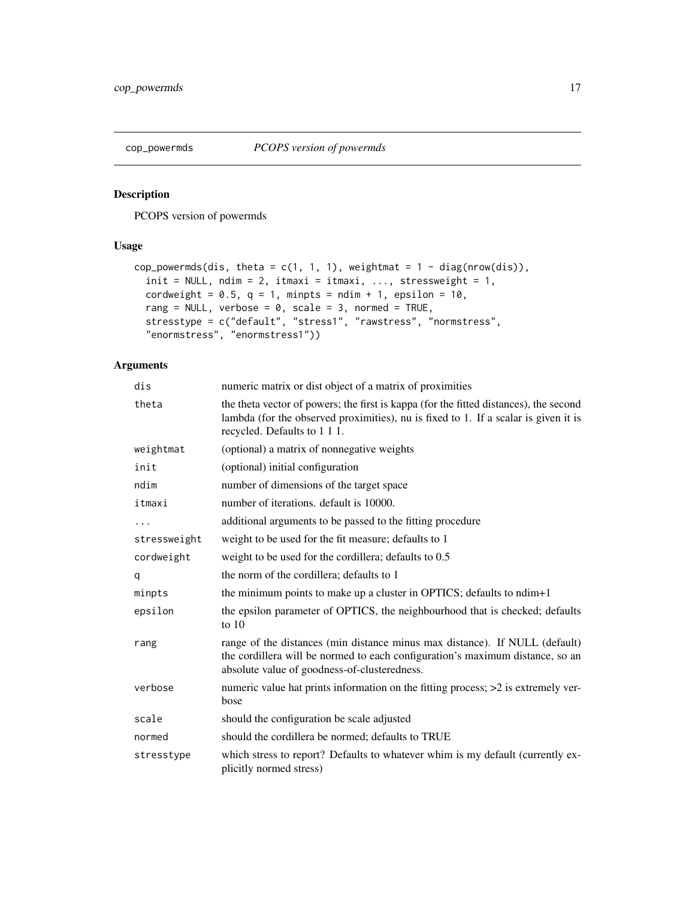## cop_powermds — *PCOPS version of powermds*

### Description

PCOPS version of powermds

### Usage

```
cop_powermds(dis, theta = c(1, 1, 1), weightmat = 1 - diag(nrow(dis)),
  init = NULL, ndim = 2, itmaxi = itmaxi, ..., stressweight = 1,
  cordweight = 0.5, q = 1, minpts = ndim + 1, epsilon = 10,
  rang = NULL, verbose = 0, scale = 3, normed = TRUE,
  stresstype = c("default", "stress1", "rawstress", "normstress",
  "enormstress", "enormstress1"))
```

### Arguments

| | |
|---|---|
| `dis` | numeric matrix or dist object of a matrix of proximities |
| `theta` | the theta vector of powers; the first is kappa (for the fitted distances), the second lambda (for the observed proximities), nu is fixed to 1. If a scalar is given it is recycled. Defaults to 1 1 1. |
| `weightmat` | (optional) a matrix of nonnegative weights |
| `init` | (optional) initial configuration |
| `ndim` | number of dimensions of the target space |
| `itmaxi` | number of iterations. default is 10000. |
| `...` | additional arguments to be passed to the fitting procedure |
| `stressweight` | weight to be used for the fit measure; defaults to 1 |
| `cordweight` | weight to be used for the cordillera; defaults to 0.5 |
| `q` | the norm of the cordillera; defaults to 1 |
| `minpts` | the minimum points to make up a cluster in OPTICS; defaults to ndim+1 |
| `epsilon` | the epsilon parameter of OPTICS, the neighbourhood that is checked; defaults to 10 |
| `rang` | range of the distances (min distance minus max distance). If NULL (default) the cordillera will be normed to each configuration's maximum distance, so an absolute value of goodness-of-clusteredness. |
| `verbose` | numeric value hat prints information on the fitting process; >2 is extremely verbose |
| `scale` | should the configuration be scale adjusted |
| `normed` | should the cordillera be normed; defaults to TRUE |
| `stresstype` | which stress to report? Defaults to whatever whim is my default (currently explicitly normed stress) |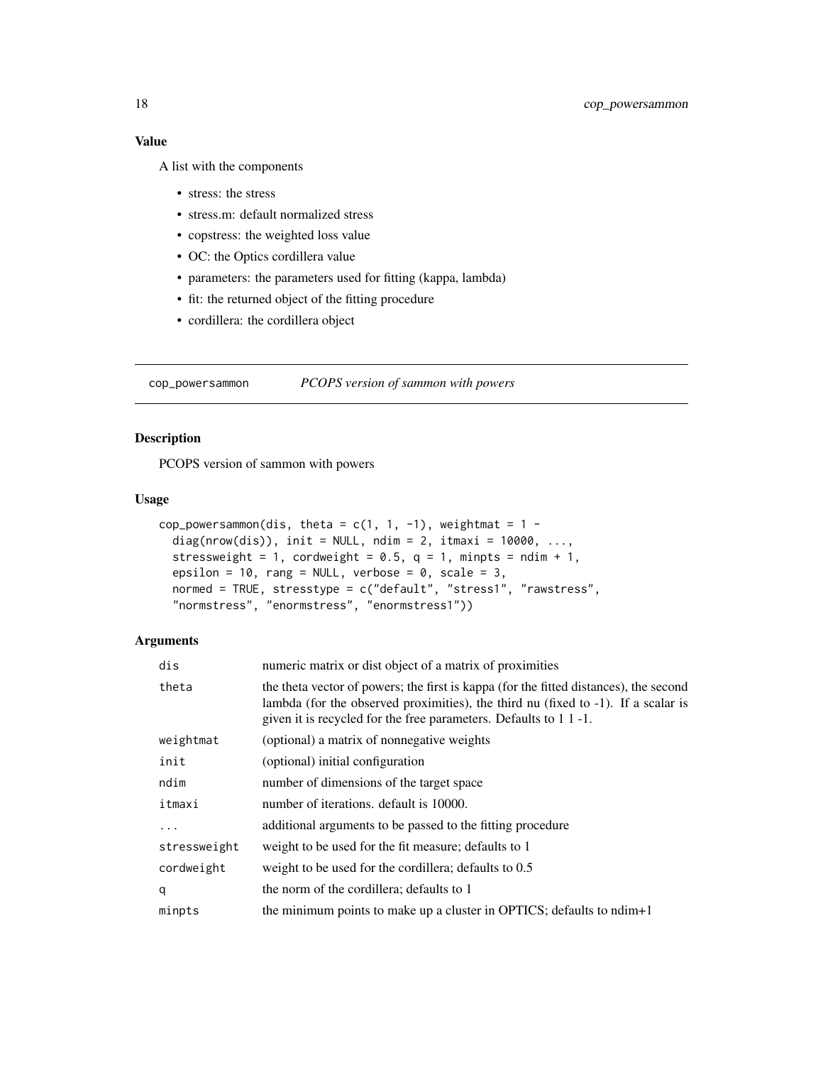### Value

A list with the components

- stress: the stress
- stress.m: default normalized stress
- copstress: the weighted loss value
- OC: the Optics cordillera value
- parameters: the parameters used for fitting (kappa, lambda)
- fit: the returned object of the fitting procedure
- cordillera: the cordillera object

---

## cop_powersammon *PCOPS version of sammon with powers*

---

### Description

PCOPS version of sammon with powers

### Usage

```
cop_powersammon(dis, theta = c(1, 1, -1), weightmat = 1 -
  diag(nrow(dis)), init = NULL, ndim = 2, itmaxi = 10000, ...,
  stressweight = 1, cordweight = 0.5, q = 1, minpts = ndim + 1,
  epsilon = 10, rang = NULL, verbose = 0, scale = 3,
  normed = TRUE, stresstype = c("default", "stress1", "rawstress",
  "normstress", "enormstress", "enormstress1"))
```

### Arguments

| | |
|---|---|
| `dis` | numeric matrix or dist object of a matrix of proximities |
| `theta` | the theta vector of powers; the first is kappa (for the fitted distances), the second lambda (for the observed proximities), the third nu (fixed to -1). If a scalar is given it is recycled for the free parameters. Defaults to 1 1 -1. |
| `weightmat` | (optional) a matrix of nonnegative weights |
| `init` | (optional) initial configuration |
| `ndim` | number of dimensions of the target space |
| `itmaxi` | number of iterations. default is 10000. |
| `...` | additional arguments to be passed to the fitting procedure |
| `stressweight` | weight to be used for the fit measure; defaults to 1 |
| `cordweight` | weight to be used for the cordillera; defaults to 0.5 |
| `q` | the norm of the cordillera; defaults to 1 |
| `minpts` | the minimum points to make up a cluster in OPTICS; defaults to ndim+1 |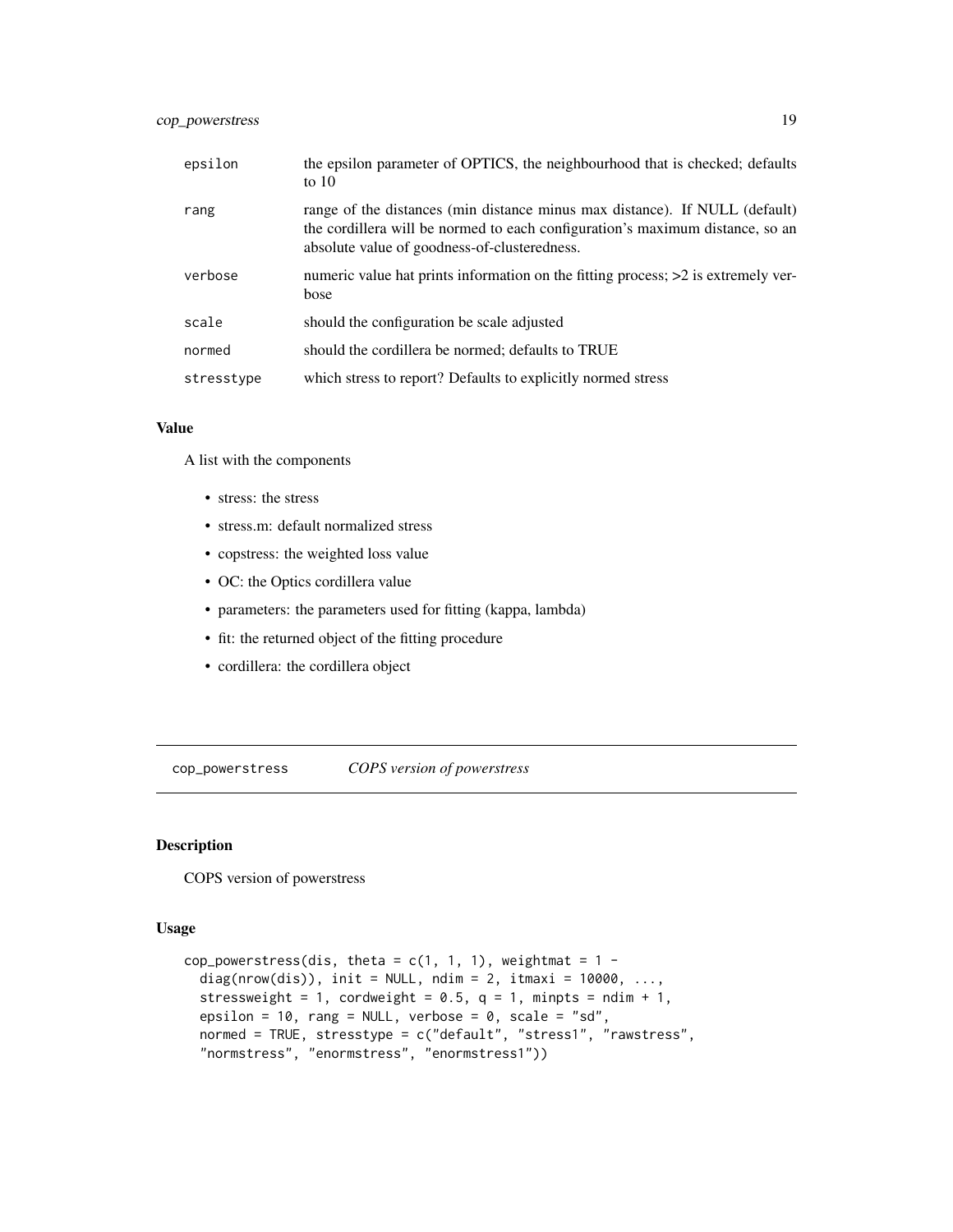| | |
|---|---|
| epsilon | the epsilon parameter of OPTICS, the neighbourhood that is checked; defaults to 10 |
| rang | range of the distances (min distance minus max distance). If NULL (default) the cordillera will be normed to each configuration's maximum distance, so an absolute value of goodness-of-clusteredness. |
| verbose | numeric value hat prints information on the fitting process; >2 is extremely verbose |
| scale | should the configuration be scale adjusted |
| normed | should the cordillera be normed; defaults to TRUE |
| stresstype | which stress to report? Defaults to explicitly normed stress |

### Value

A list with the components

- stress: the stress
- stress.m: default normalized stress
- copstress: the weighted loss value
- OC: the Optics cordillera value
- parameters: the parameters used for fitting (kappa, lambda)
- fit: the returned object of the fitting procedure
- cordillera: the cordillera object

---

## cop_powerstress — *COPS version of powerstress*

### Description

COPS version of powerstress

### Usage

```
cop_powerstress(dis, theta = c(1, 1, 1), weightmat = 1 -
  diag(nrow(dis)), init = NULL, ndim = 2, itmaxi = 10000, ...,
  stressweight = 1, cordweight = 0.5, q = 1, minpts = ndim + 1,
  epsilon = 10, rang = NULL, verbose = 0, scale = "sd",
  normed = TRUE, stresstype = c("default", "stress1", "rawstress",
  "normstress", "enormstress", "enormstress1"))
```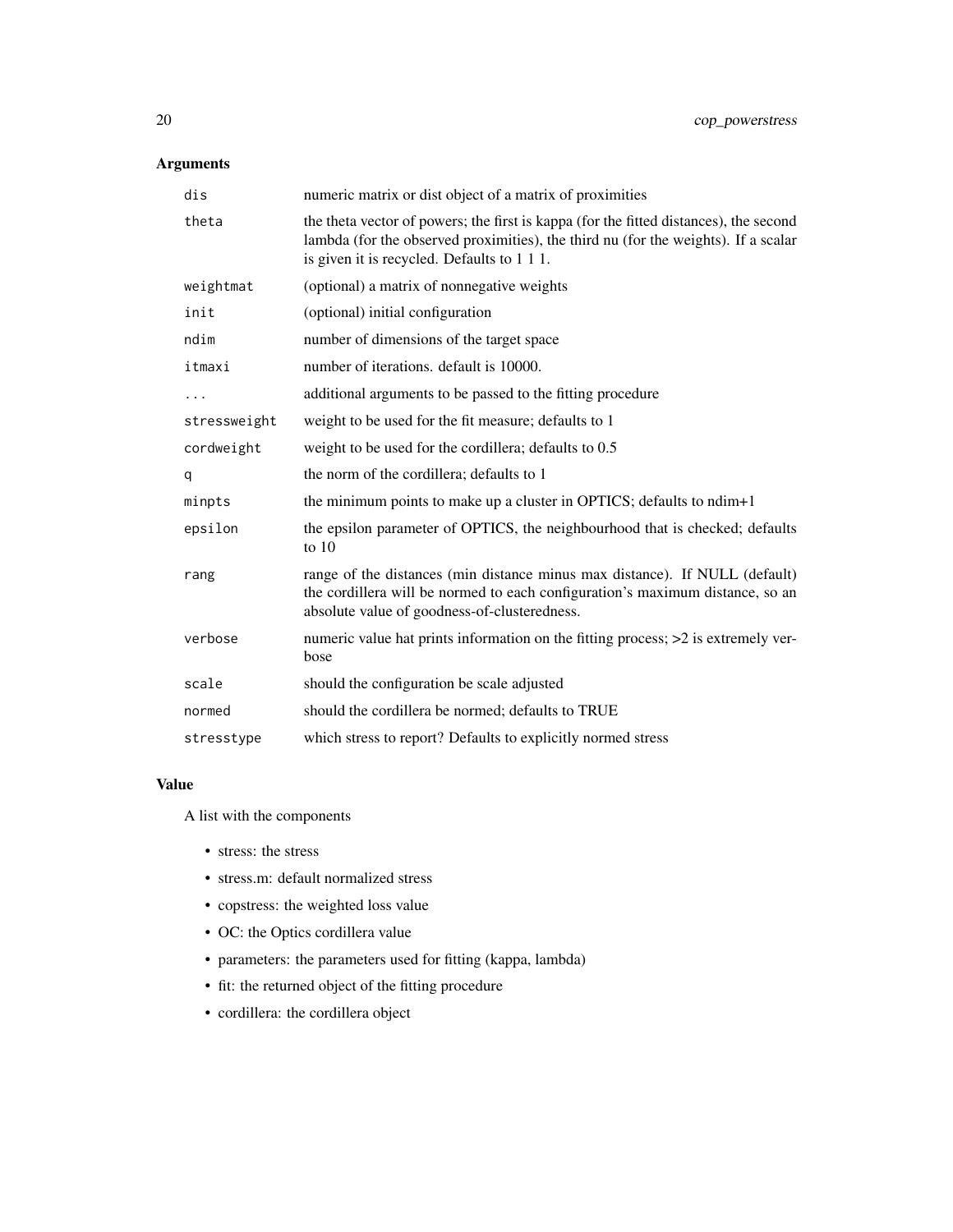## Arguments

| | |
|---|---|
| `dis` | numeric matrix or dist object of a matrix of proximities |
| `theta` | the theta vector of powers; the first is kappa (for the fitted distances), the second lambda (for the observed proximities), the third nu (for the weights). If a scalar is given it is recycled. Defaults to 1 1 1. |
| `weightmat` | (optional) a matrix of nonnegative weights |
| `init` | (optional) initial configuration |
| `ndim` | number of dimensions of the target space |
| `itmaxi` | number of iterations. default is 10000. |
| `...` | additional arguments to be passed to the fitting procedure |
| `stressweight` | weight to be used for the fit measure; defaults to 1 |
| `cordweight` | weight to be used for the cordillera; defaults to 0.5 |
| `q` | the norm of the cordillera; defaults to 1 |
| `minpts` | the minimum points to make up a cluster in OPTICS; defaults to ndim+1 |
| `epsilon` | the epsilon parameter of OPTICS, the neighbourhood that is checked; defaults to 10 |
| `rang` | range of the distances (min distance minus max distance). If NULL (default) the cordillera will be normed to each configuration's maximum distance, so an absolute value of goodness-of-clusteredness. |
| `verbose` | numeric value hat prints information on the fitting process; >2 is extremely verbose |
| `scale` | should the configuration be scale adjusted |
| `normed` | should the cordillera be normed; defaults to TRUE |
| `stresstype` | which stress to report? Defaults to explicitly normed stress |

## Value

A list with the components

- stress: the stress
- stress.m: default normalized stress
- copstress: the weighted loss value
- OC: the Optics cordillera value
- parameters: the parameters used for fitting (kappa, lambda)
- fit: the returned object of the fitting procedure
- cordillera: the cordillera object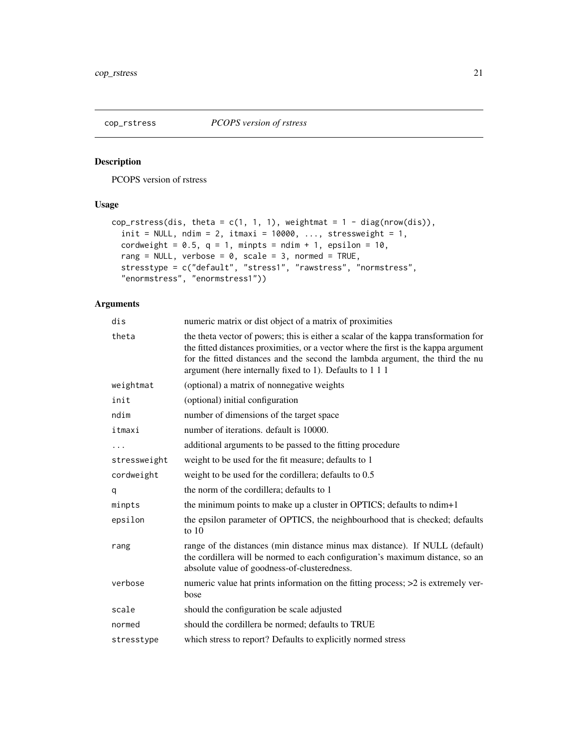## cop_rstress    *PCOPS version of rstress*

### Description

PCOPS version of rstress

### Usage

```
cop_rstress(dis, theta = c(1, 1, 1), weightmat = 1 - diag(nrow(dis)),
  init = NULL, ndim = 2, itmaxi = 10000, ..., stressweight = 1,
  cordweight = 0.5, q = 1, minpts = ndim + 1, epsilon = 10,
  rang = NULL, verbose = 0, scale = 3, normed = TRUE,
  stresstype = c("default", "stress1", "rawstress", "normstress",
  "enormstress", "enormstress1"))
```

### Arguments

| | |
|---|---|
| dis | numeric matrix or dist object of a matrix of proximities |
| theta | the theta vector of powers; this is either a scalar of the kappa transformation for the fitted distances proximities, or a vector where the first is the kappa argument for the fitted distances and the second the lambda argument, the third the nu argument (here internally fixed to 1). Defaults to 1 1 1 |
| weightmat | (optional) a matrix of nonnegative weights |
| init | (optional) initial configuration |
| ndim | number of dimensions of the target space |
| itmaxi | number of iterations. default is 10000. |
| ... | additional arguments to be passed to the fitting procedure |
| stressweight | weight to be used for the fit measure; defaults to 1 |
| cordweight | weight to be used for the cordillera; defaults to 0.5 |
| q | the norm of the cordillera; defaults to 1 |
| minpts | the minimum points to make up a cluster in OPTICS; defaults to ndim+1 |
| epsilon | the epsilon parameter of OPTICS, the neighbourhood that is checked; defaults to 10 |
| rang | range of the distances (min distance minus max distance). If NULL (default) the cordillera will be normed to each configuration's maximum distance, so an absolute value of goodness-of-clusteredness. |
| verbose | numeric value hat prints information on the fitting process; >2 is extremely verbose |
| scale | should the configuration be scale adjusted |
| normed | should the cordillera be normed; defaults to TRUE |
| stresstype | which stress to report? Defaults to explicitly normed stress |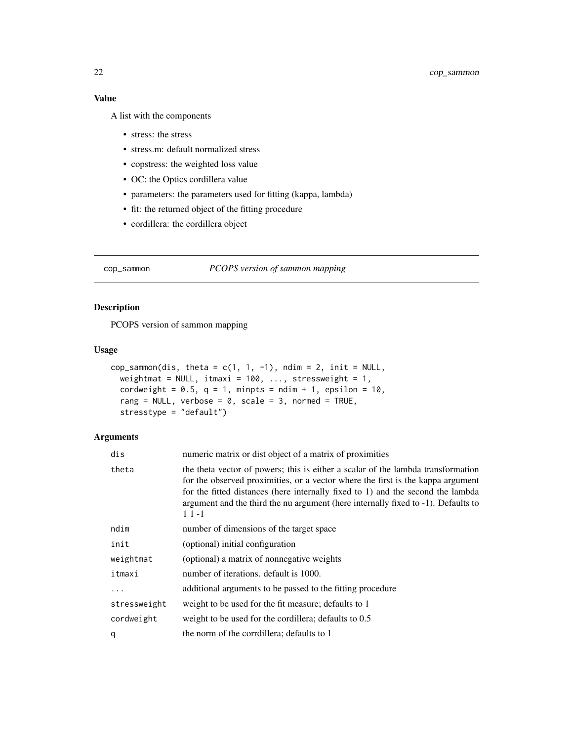### Value

A list with the components

- stress: the stress
- stress.m: default normalized stress
- copstress: the weighted loss value
- OC: the Optics cordillera value
- parameters: the parameters used for fitting (kappa, lambda)
- fit: the returned object of the fitting procedure
- cordillera: the cordillera object

---

## cop_sammon — *PCOPS version of sammon mapping*

### Description

PCOPS version of sammon mapping

### Usage

```
cop_sammon(dis, theta = c(1, 1, -1), ndim = 2, init = NULL,
  weightmat = NULL, itmaxi = 100, ..., stressweight = 1,
  cordweight = 0.5, q = 1, minpts = ndim + 1, epsilon = 10,
  rang = NULL, verbose = 0, scale = 3, normed = TRUE,
  stresstype = "default")
```

### Arguments

| | |
|---|---|
| dis | numeric matrix or dist object of a matrix of proximities |
| theta | the theta vector of powers; this is either a scalar of the lambda transformation for the observed proximities, or a vector where the first is the kappa argument for the fitted distances (here internally fixed to 1) and the second the lambda argument and the third the nu argument (here internally fixed to -1). Defaults to 1 1 -1 |
| ndim | number of dimensions of the target space |
| init | (optional) initial configuration |
| weightmat | (optional) a matrix of nonnegative weights |
| itmaxi | number of iterations. default is 1000. |
| ... | additional arguments to be passed to the fitting procedure |
| stressweight | weight to be used for the fit measure; defaults to 1 |
| cordweight | weight to be used for the cordillera; defaults to 0.5 |
| q | the norm of the corrdillera; defaults to 1 |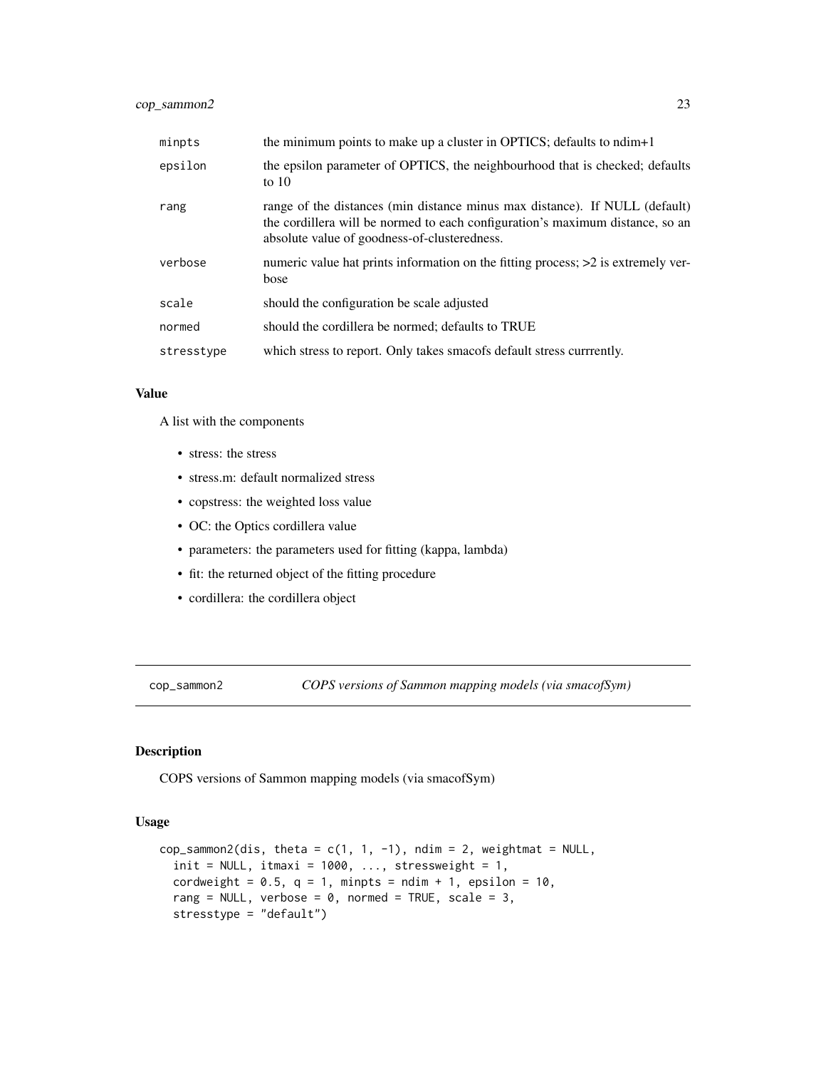| | |
|---|---|
| minpts | the minimum points to make up a cluster in OPTICS; defaults to ndim+1 |
| epsilon | the epsilon parameter of OPTICS, the neighbourhood that is checked; defaults to 10 |
| rang | range of the distances (min distance minus max distance). If NULL (default) the cordillera will be normed to each configuration's maximum distance, so an absolute value of goodness-of-clusteredness. |
| verbose | numeric value hat prints information on the fitting process; >2 is extremely verbose |
| scale | should the configuration be scale adjusted |
| normed | should the cordillera be normed; defaults to TRUE |
| stresstype | which stress to report. Only takes smacofs default stress currrently. |

### Value

A list with the components

- stress: the stress
- stress.m: default normalized stress
- copstress: the weighted loss value
- OC: the Optics cordillera value
- parameters: the parameters used for fitting (kappa, lambda)
- fit: the returned object of the fitting procedure
- cordillera: the cordillera object

## cop_sammon2 — *COPS versions of Sammon mapping models (via smacofSym)*

### Description

COPS versions of Sammon mapping models (via smacofSym)

### Usage

```
cop_sammon2(dis, theta = c(1, 1, -1), ndim = 2, weightmat = NULL,
  init = NULL, itmaxi = 1000, ..., stressweight = 1,
  cordweight = 0.5, q = 1, minpts = ndim + 1, epsilon = 10,
  rang = NULL, verbose = 0, normed = TRUE, scale = 3,
  stresstype = "default")
```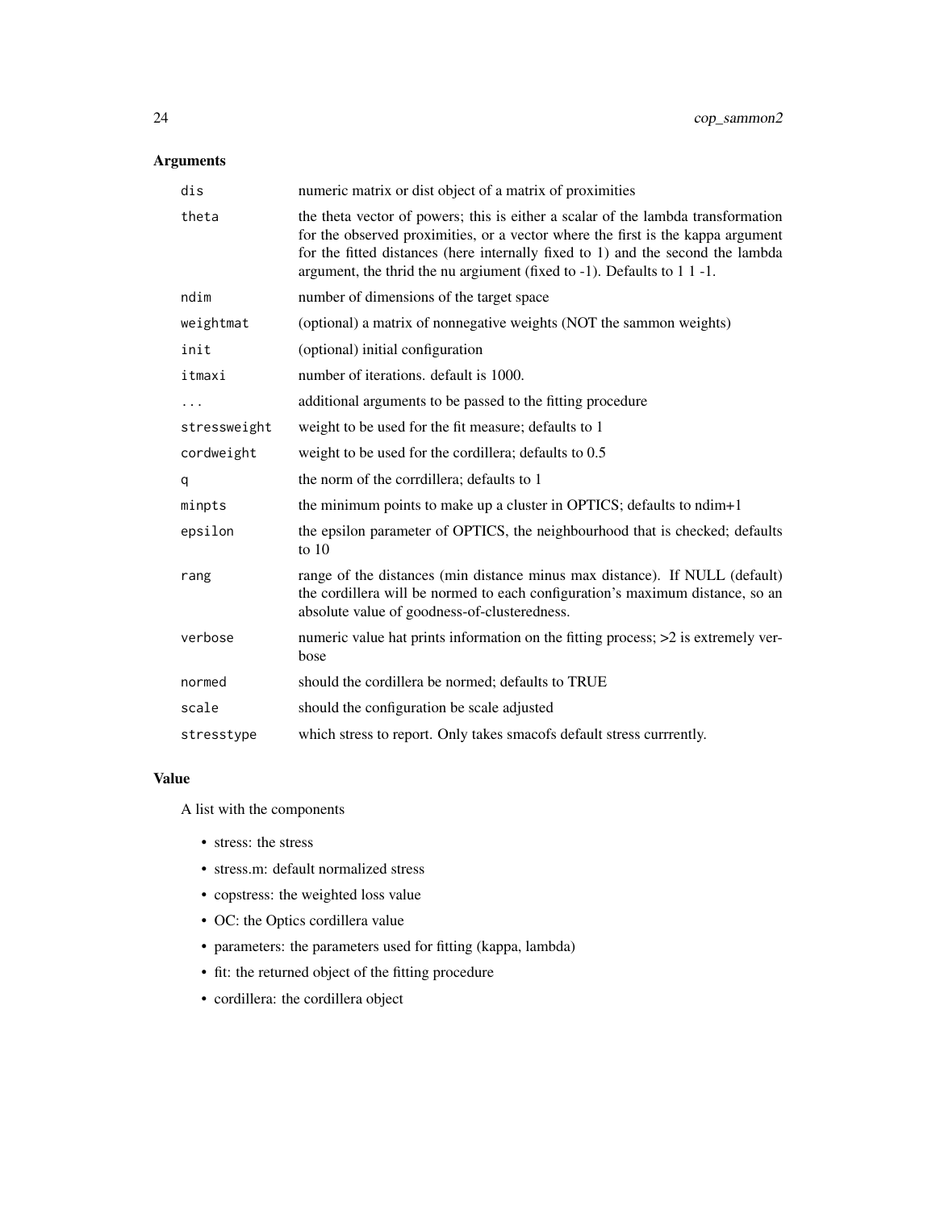## Arguments

| | |
|---|---|
| `dis` | numeric matrix or dist object of a matrix of proximities |
| `theta` | the theta vector of powers; this is either a scalar of the lambda transformation for the observed proximities, or a vector where the first is the kappa argument for the fitted distances (here internally fixed to 1) and the second the lambda argument, the thrid the nu argiument (fixed to -1). Defaults to 1 1 -1. |
| `ndim` | number of dimensions of the target space |
| `weightmat` | (optional) a matrix of nonnegative weights (NOT the sammon weights) |
| `init` | (optional) initial configuration |
| `itmaxi` | number of iterations. default is 1000. |
| `...` | additional arguments to be passed to the fitting procedure |
| `stressweight` | weight to be used for the fit measure; defaults to 1 |
| `cordweight` | weight to be used for the cordillera; defaults to 0.5 |
| `q` | the norm of the corrdillera; defaults to 1 |
| `minpts` | the minimum points to make up a cluster in OPTICS; defaults to ndim+1 |
| `epsilon` | the epsilon parameter of OPTICS, the neighbourhood that is checked; defaults to 10 |
| `rang` | range of the distances (min distance minus max distance). If NULL (default) the cordillera will be normed to each configuration's maximum distance, so an absolute value of goodness-of-clusteredness. |
| `verbose` | numeric value hat prints information on the fitting process; >2 is extremely verbose |
| `normed` | should the cordillera be normed; defaults to TRUE |
| `scale` | should the configuration be scale adjusted |
| `stresstype` | which stress to report. Only takes smacofs default stress currrently. |

## Value

A list with the components

- stress: the stress
- stress.m: default normalized stress
- copstress: the weighted loss value
- OC: the Optics cordillera value
- parameters: the parameters used for fitting (kappa, lambda)
- fit: the returned object of the fitting procedure
- cordillera: the cordillera object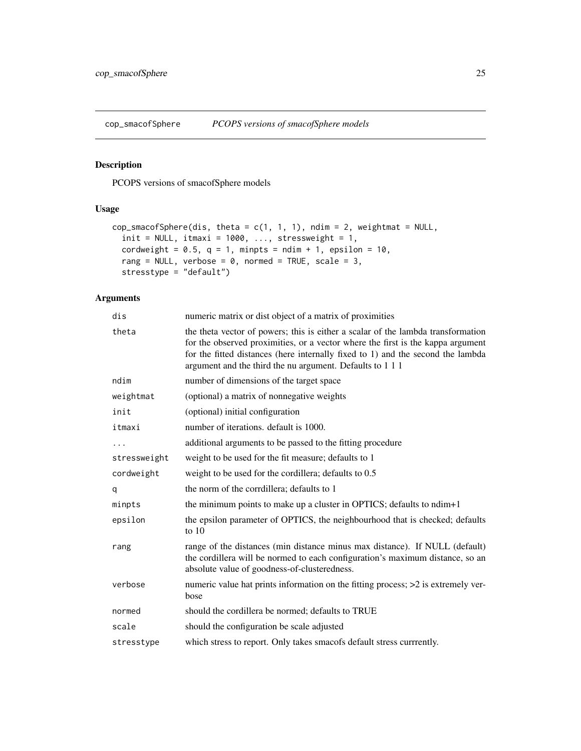## cop_smacofSphere    *PCOPS versions of smacofSphere models*

### Description

PCOPS versions of smacofSphere models

### Usage

```
cop_smacofSphere(dis, theta = c(1, 1, 1), ndim = 2, weightmat = NULL,
  init = NULL, itmaxi = 1000, ..., stressweight = 1,
  cordweight = 0.5, q = 1, minpts = ndim + 1, epsilon = 10,
  rang = NULL, verbose = 0, normed = TRUE, scale = 3,
  stresstype = "default")
```

### Arguments

| | |
|---|---|
| dis | numeric matrix or dist object of a matrix of proximities |
| theta | the theta vector of powers; this is either a scalar of the lambda transformation for the observed proximities, or a vector where the first is the kappa argument for the fitted distances (here internally fixed to 1) and the second the lambda argument and the third the nu argument. Defaults to 1 1 1 |
| ndim | number of dimensions of the target space |
| weightmat | (optional) a matrix of nonnegative weights |
| init | (optional) initial configuration |
| itmaxi | number of iterations. default is 1000. |
| ... | additional arguments to be passed to the fitting procedure |
| stressweight | weight to be used for the fit measure; defaults to 1 |
| cordweight | weight to be used for the cordillera; defaults to 0.5 |
| q | the norm of the corrdillera; defaults to 1 |
| minpts | the minimum points to make up a cluster in OPTICS; defaults to ndim+1 |
| epsilon | the epsilon parameter of OPTICS, the neighbourhood that is checked; defaults to 10 |
| rang | range of the distances (min distance minus max distance). If NULL (default) the cordillera will be normed to each configuration's maximum distance, so an absolute value of goodness-of-clusteredness. |
| verbose | numeric value hat prints information on the fitting process; >2 is extremely verbose |
| normed | should the cordillera be normed; defaults to TRUE |
| scale | should the configuration be scale adjusted |
| stresstype | which stress to report. Only takes smacofs default stress currrently. |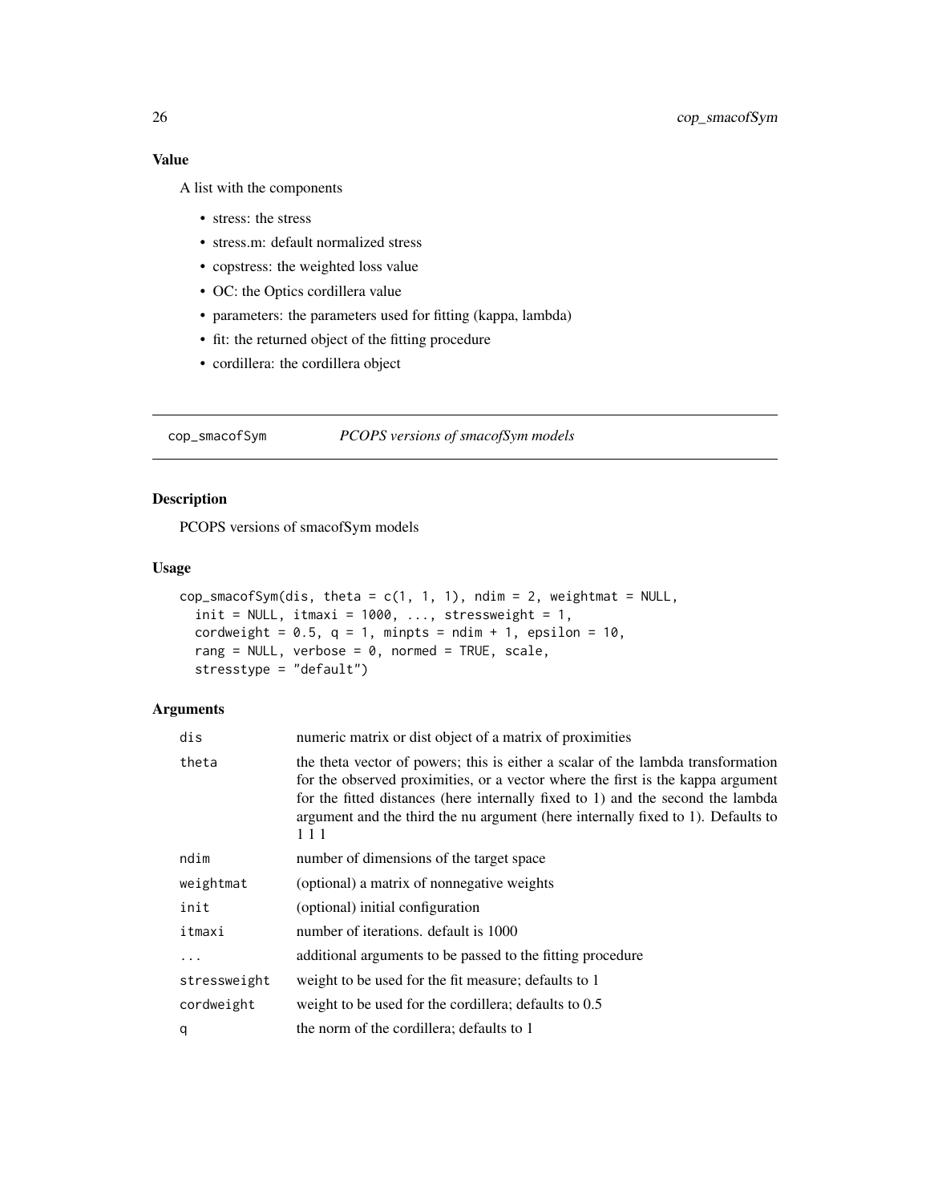### Value

A list with the components

- stress: the stress
- stress.m: default normalized stress
- copstress: the weighted loss value
- OC: the Optics cordillera value
- parameters: the parameters used for fitting (kappa, lambda)
- fit: the returned object of the fitting procedure
- cordillera: the cordillera object

---

## cop_smacofSym — *PCOPS versions of smacofSym models*

### Description

PCOPS versions of smacofSym models

### Usage

```
cop_smacofSym(dis, theta = c(1, 1, 1), ndim = 2, weightmat = NULL,
  init = NULL, itmaxi = 1000, ..., stressweight = 1,
  cordweight = 0.5, q = 1, minpts = ndim + 1, epsilon = 10,
  rang = NULL, verbose = 0, normed = TRUE, scale,
  stresstype = "default")
```

### Arguments

| | |
|---|---|
| `dis` | numeric matrix or dist object of a matrix of proximities |
| `theta` | the theta vector of powers; this is either a scalar of the lambda transformation for the observed proximities, or a vector where the first is the kappa argument for the fitted distances (here internally fixed to 1) and the second the lambda argument and the third the nu argument (here internally fixed to 1). Defaults to 1 1 1 |
| `ndim` | number of dimensions of the target space |
| `weightmat` | (optional) a matrix of nonnegative weights |
| `init` | (optional) initial configuration |
| `itmaxi` | number of iterations. default is 1000 |
| `...` | additional arguments to be passed to the fitting procedure |
| `stressweight` | weight to be used for the fit measure; defaults to 1 |
| `cordweight` | weight to be used for the cordillera; defaults to 0.5 |
| `q` | the norm of the cordillera; defaults to 1 |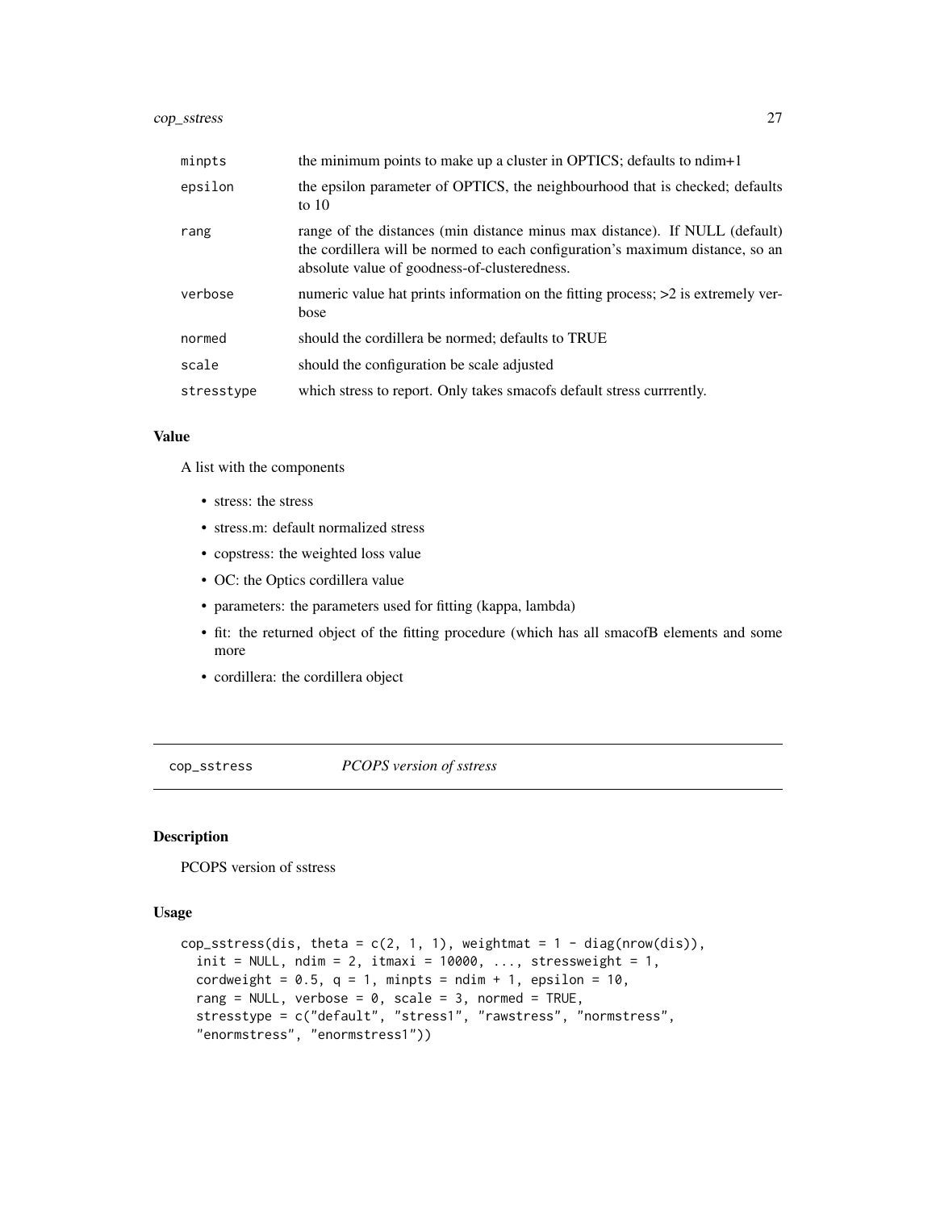| | |
|---|---|
| minpts | the minimum points to make up a cluster in OPTICS; defaults to ndim+1 |
| epsilon | the epsilon parameter of OPTICS, the neighbourhood that is checked; defaults to 10 |
| rang | range of the distances (min distance minus max distance). If NULL (default) the cordillera will be normed to each configuration's maximum distance, so an absolute value of goodness-of-clusteredness. |
| verbose | numeric value hat prints information on the fitting process; >2 is extremely verbose |
| normed | should the cordillera be normed; defaults to TRUE |
| scale | should the configuration be scale adjusted |
| stresstype | which stress to report. Only takes smacofs default stress currrently. |

### Value

A list with the components

- stress: the stress
- stress.m: default normalized stress
- copstress: the weighted loss value
- OC: the Optics cordillera value
- parameters: the parameters used for fitting (kappa, lambda)
- fit: the returned object of the fitting procedure (which has all smacofB elements and some more
- cordillera: the cordillera object

---

## cop_sstress — *PCOPS version of sstress*

### Description

PCOPS version of sstress

### Usage

```
cop_sstress(dis, theta = c(2, 1, 1), weightmat = 1 - diag(nrow(dis)),
  init = NULL, ndim = 2, itmaxi = 10000, ..., stressweight = 1,
  cordweight = 0.5, q = 1, minpts = ndim + 1, epsilon = 10,
  rang = NULL, verbose = 0, scale = 3, normed = TRUE,
  stresstype = c("default", "stress1", "rawstress", "normstress",
  "enormstress", "enormstress1"))
```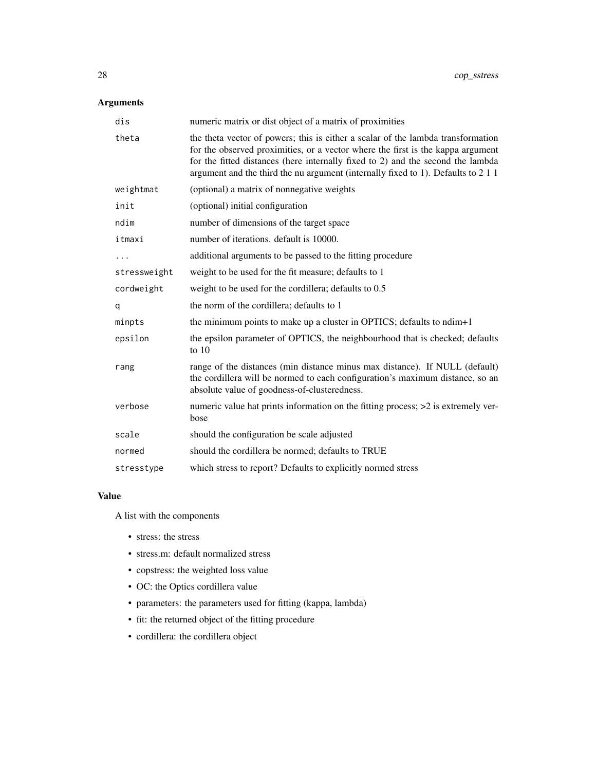## Arguments

| | |
|---|---|
| `dis` | numeric matrix or dist object of a matrix of proximities |
| `theta` | the theta vector of powers; this is either a scalar of the lambda transformation for the observed proximities, or a vector where the first is the kappa argument for the fitted distances (here internally fixed to 2) and the second the lambda argument and the third the nu argument (internally fixed to 1). Defaults to 2 1 1 |
| `weightmat` | (optional) a matrix of nonnegative weights |
| `init` | (optional) initial configuration |
| `ndim` | number of dimensions of the target space |
| `itmaxi` | number of iterations. default is 10000. |
| `...` | additional arguments to be passed to the fitting procedure |
| `stressweight` | weight to be used for the fit measure; defaults to 1 |
| `cordweight` | weight to be used for the cordillera; defaults to 0.5 |
| `q` | the norm of the cordillera; defaults to 1 |
| `minpts` | the minimum points to make up a cluster in OPTICS; defaults to ndim+1 |
| `epsilon` | the epsilon parameter of OPTICS, the neighbourhood that is checked; defaults to 10 |
| `rang` | range of the distances (min distance minus max distance). If NULL (default) the cordillera will be normed to each configuration's maximum distance, so an absolute value of goodness-of-clusteredness. |
| `verbose` | numeric value hat prints information on the fitting process; >2 is extremely verbose |
| `scale` | should the configuration be scale adjusted |
| `normed` | should the cordillera be normed; defaults to TRUE |
| `stresstype` | which stress to report? Defaults to explicitly normed stress |

## Value

A list with the components

- stress: the stress
- stress.m: default normalized stress
- copstress: the weighted loss value
- OC: the Optics cordillera value
- parameters: the parameters used for fitting (kappa, lambda)
- fit: the returned object of the fitting procedure
- cordillera: the cordillera object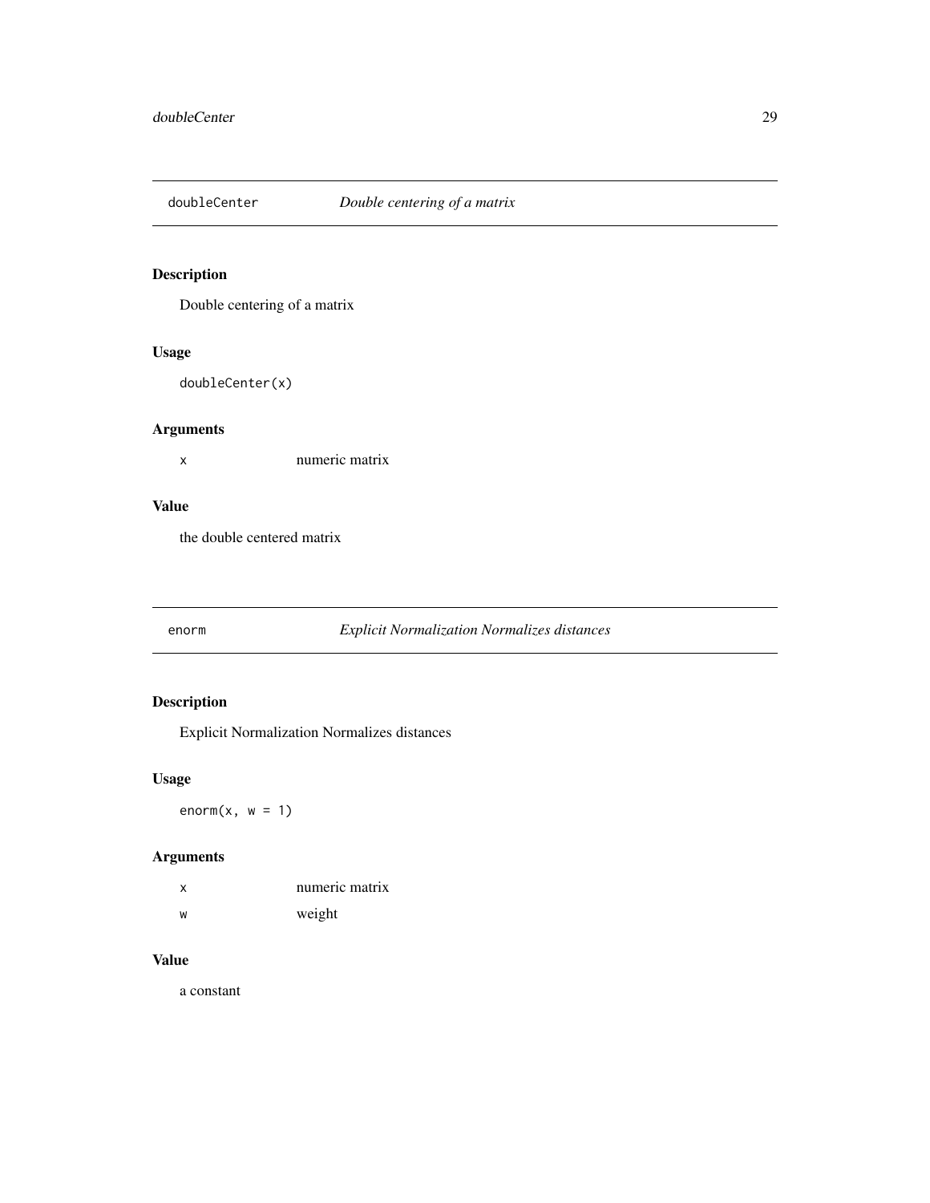## doubleCenter *Double centering of a matrix*

### Description

Double centering of a matrix

### Usage

```
doubleCenter(x)
```

### Arguments

| | |
|---|---|
| x | numeric matrix |

### Value

the double centered matrix

## enorm *Explicit Normalization Normalizes distances*

### Description

Explicit Normalization Normalizes distances

### Usage

```
enorm(x, w = 1)
```

### Arguments

| | |
|---|---|
| x | numeric matrix |
| w | weight |

### Value

a constant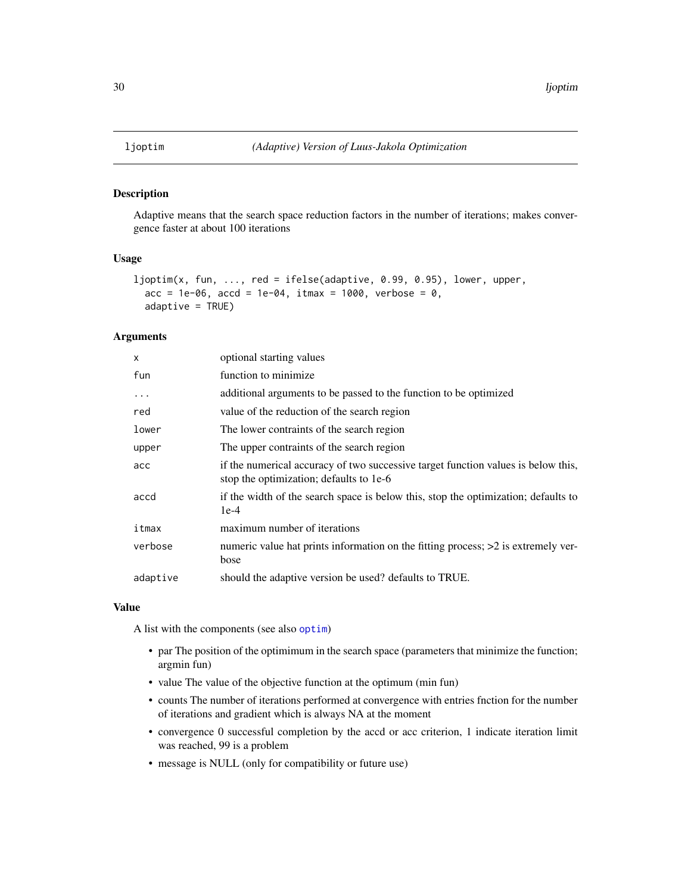# ljoptim *(Adaptive) Version of Luus-Jakola Optimization*

## Description

Adaptive means that the search space reduction factors in the number of iterations; makes convergence faster at about 100 iterations

## Usage

```
ljoptim(x, fun, ..., red = ifelse(adaptive, 0.99, 0.95), lower, upper,
  acc = 1e-06, accd = 1e-04, itmax = 1000, verbose = 0,
  adaptive = TRUE)
```

## Arguments

| | |
|---|---|
| `x` | optional starting values |
| `fun` | function to minimize |
| `...` | additional arguments to be passed to the function to be optimized |
| `red` | value of the reduction of the search region |
| `lower` | The lower contraints of the search region |
| `upper` | The upper contraints of the search region |
| `acc` | if the numerical accuracy of two successive target function values is below this, stop the optimization; defaults to 1e-6 |
| `accd` | if the width of the search space is below this, stop the optimization; defaults to 1e-4 |
| `itmax` | maximum number of iterations |
| `verbose` | numeric value hat prints information on the fitting process; >2 is extremely verbose |
| `adaptive` | should the adaptive version be used? defaults to TRUE. |

## Value

A list with the components (see also optim)

- par The position of the optimimum in the search space (parameters that minimize the function; argmin fun)
- value The value of the objective function at the optimum (min fun)
- counts The number of iterations performed at convergence with entries fnction for the number of iterations and gradient which is always NA at the moment
- convergence 0 successful completion by the accd or acc criterion, 1 indicate iteration limit was reached, 99 is a problem
- message is NULL (only for compatibility or future use)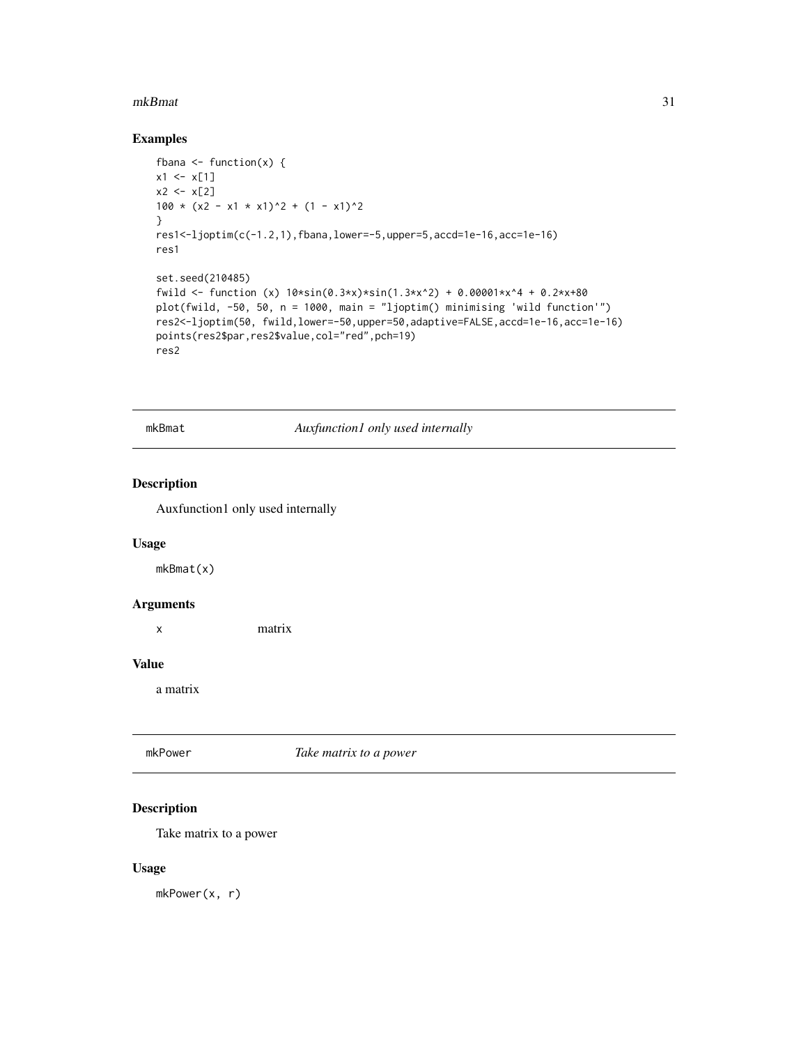## Examples

```
fbana <- function(x) {
x1 <- x[1]
x2 <- x[2]
100 * (x2 - x1 * x1)^2 + (1 - x1)^2
}
res1<-ljoptim(c(-1.2,1),fbana,lower=-5,upper=5,accd=1e-16,acc=1e-16)
res1

set.seed(210485)
fwild <- function (x) 10*sin(0.3*x)*sin(1.3*x^2) + 0.00001*x^4 + 0.2*x+80
plot(fwild, -50, 50, n = 1000, main = "ljoptim() minimising 'wild function'")
res2<-ljoptim(50, fwild,lower=-50,upper=50,adaptive=FALSE,accd=1e-16,acc=1e-16)
points(res2$par,res2$value,col="red",pch=19)
res2
```

# mkBmat — *Auxfunction1 only used internally*

## Description

Auxfunction1 only used internally

## Usage

```
mkBmat(x)
```

## Arguments

x matrix

## Value

a matrix

# mkPower — *Take matrix to a power*

## Description

Take matrix to a power

## Usage

```
mkPower(x, r)
```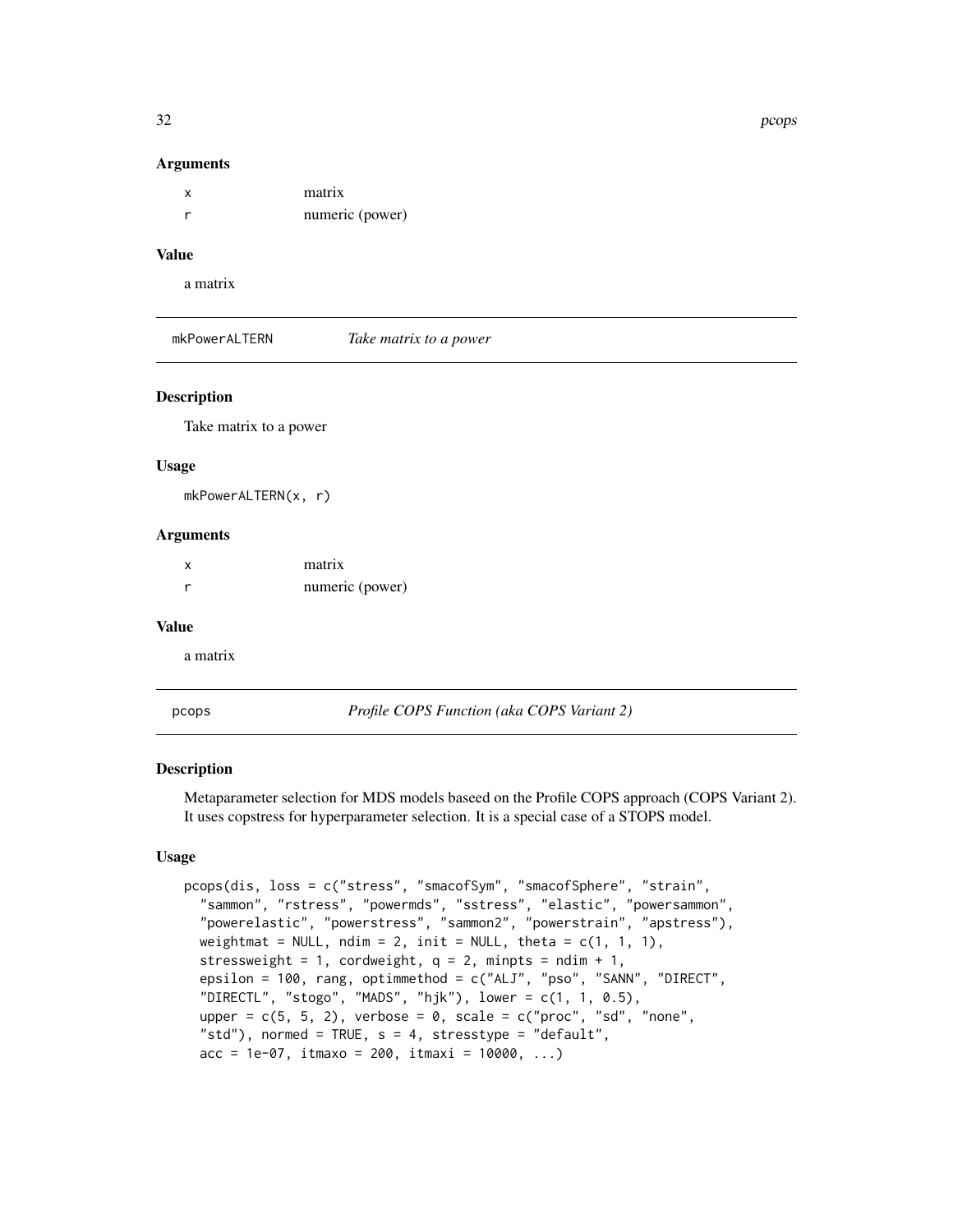### Arguments

| | |
|---|---|
| x | matrix |
| r | numeric (power) |

### Value

a matrix

---

## mkPowerALTERN — *Take matrix to a power*

### Description

Take matrix to a power

### Usage

```
mkPowerALTERN(x, r)
```

### Arguments

| | |
|---|---|
| x | matrix |
| r | numeric (power) |

### Value

a matrix

---

## pcops — *Profile COPS Function (aka COPS Variant 2)*

### Description

Metaparameter selection for MDS models baseed on the Profile COPS approach (COPS Variant 2). It uses copstress for hyperparameter selection. It is a special case of a STOPS model.

### Usage

```
pcops(dis, loss = c("stress", "smacofSym", "smacofSphere", "strain",
  "sammon", "rstress", "powermds", "sstress", "elastic", "powersammon",
  "powerelastic", "powerstress", "sammon2", "powerstrain", "apstress"),
  weightmat = NULL, ndim = 2, init = NULL, theta = c(1, 1, 1),
  stressweight = 1, cordweight, q = 2, minpts = ndim + 1,
  epsilon = 100, rang, optimmethod = c("ALJ", "pso", "SANN", "DIRECT",
  "DIRECTL", "stogo", "MADS", "hjk"), lower = c(1, 1, 0.5),
  upper = c(5, 5, 2), verbose = 0, scale = c("proc", "sd", "none",
  "std"), normed = TRUE, s = 4, stresstype = "default",
  acc = 1e-07, itmaxo = 200, itmaxi = 10000, ...)
```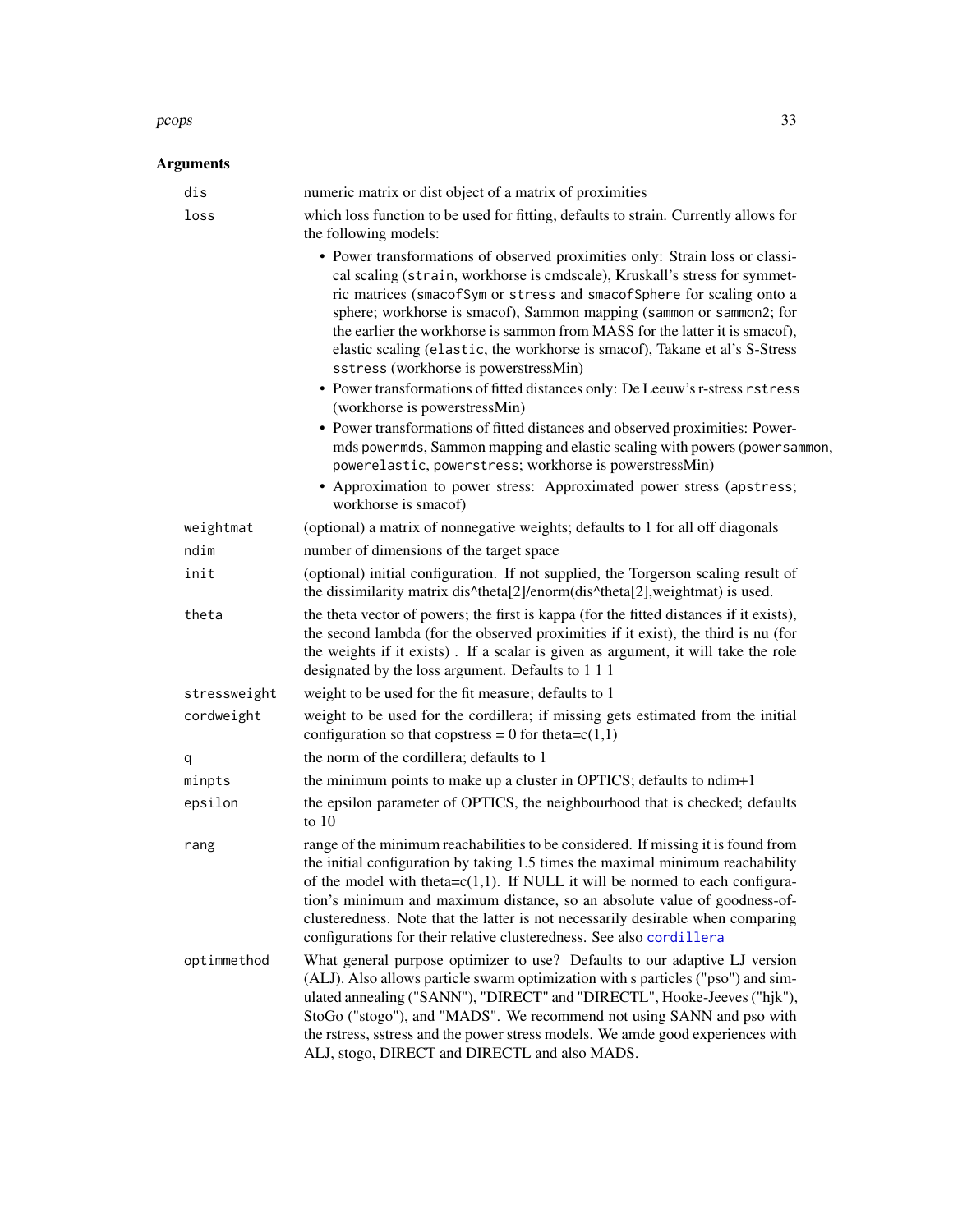## Arguments

| | |
|---|---|
| `dis` | numeric matrix or dist object of a matrix of proximities |
| `loss` | which loss function to be used for fitting, defaults to strain. Currently allows for the following models: <br>• Power transformations of observed proximities only: Strain loss or classical scaling (`strain`, workhorse is cmdscale), Kruskall's stress for symmetric matrices (`smacofSym` or `stress` and `smacofSphere` for scaling onto a sphere; workhorse is smacof), Sammon mapping (`sammon` or `sammon2`; for the earlier the workhorse is sammon from MASS for the latter it is smacof), elastic scaling (`elastic`, the workhorse is smacof), Takane et al's S-Stress `sstress` (workhorse is powerstressMin) <br>• Power transformations of fitted distances only: De Leeuw's r-stress `rstress` (workhorse is powerstressMin) <br>• Power transformations of fitted distances and observed proximities: Powermds `powermds`, Sammon mapping and elastic scaling with powers (`powersammon`, `powerelastic`, `powerstress`; workhorse is powerstressMin) <br>• Approximation to power stress: Approximated power stress (`apstress`; workhorse is smacof) |
| `weightmat` | (optional) a matrix of nonnegative weights; defaults to 1 for all off diagonals |
| `ndim` | number of dimensions of the target space |
| `init` | (optional) initial configuration. If not supplied, the Torgerson scaling result of the dissimilarity matrix dis^theta[2]/enorm(dis^theta[2],weightmat) is used. |
| `theta` | the theta vector of powers; the first is kappa (for the fitted distances if it exists), the second lambda (for the observed proximities if it exist), the third is nu (for the weights if it exists) . If a scalar is given as argument, it will take the role designated by the loss argument. Defaults to 1 1 1 |
| `stressweight` | weight to be used for the fit measure; defaults to 1 |
| `cordweight` | weight to be used for the cordillera; if missing gets estimated from the initial configuration so that copstress = 0 for theta=c(1,1) |
| `q` | the norm of the cordillera; defaults to 1 |
| `minpts` | the minimum points to make up a cluster in OPTICS; defaults to ndim+1 |
| `epsilon` | the epsilon parameter of OPTICS, the neighbourhood that is checked; defaults to 10 |
| `rang` | range of the minimum reachabilities to be considered. If missing it is found from the initial configuration by taking 1.5 times the maximal minimum reachability of the model with theta=c(1,1). If NULL it will be normed to each configuration's minimum and maximum distance, so an absolute value of goodness-of-clusteredness. Note that the latter is not necessarily desirable when comparing configurations for their relative clusteredness. See also `cordillera` |
| `optimmethod` | What general purpose optimizer to use? Defaults to our adaptive LJ version (ALJ). Also allows particle swarm optimization with s particles ("pso") and simulated annealing ("SANN"), "DIRECT" and "DIRECTL", Hooke-Jeeves ("hjk"), StoGo ("stogo"), and "MADS". We recommend not using SANN and pso with the rstress, sstress and the power stress models. We amde good experiences with ALJ, stogo, DIRECT and DIRECTL and also MADS. |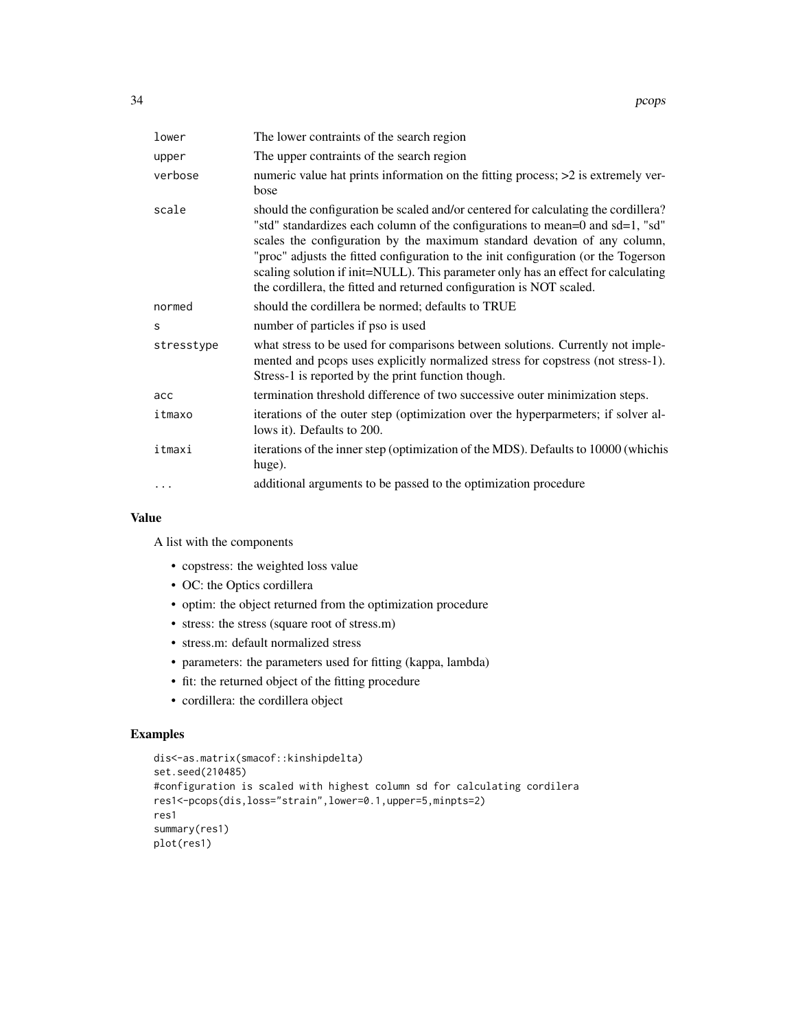| | |
|---|---|
| lower | The lower contraints of the search region |
| upper | The upper contraints of the search region |
| verbose | numeric value hat prints information on the fitting process; >2 is extremely verbose |
| scale | should the configuration be scaled and/or centered for calculating the cordillera? "std" standardizes each column of the configurations to mean=0 and sd=1, "sd" scales the configuration by the maximum standard devation of any column, "proc" adjusts the fitted configuration to the init configuration (or the Togerson scaling solution if init=NULL). This parameter only has an effect for calculating the cordillera, the fitted and returned configuration is NOT scaled. |
| normed | should the cordillera be normed; defaults to TRUE |
| s | number of particles if pso is used |
| stresstype | what stress to be used for comparisons between solutions. Currently not implemented and pcops uses explicitly normalized stress for copstress (not stress-1). Stress-1 is reported by the print function though. |
| acc | termination threshold difference of two successive outer minimization steps. |
| itmaxo | iterations of the outer step (optimization over the hyperparmeters; if solver allows it). Defaults to 200. |
| itmaxi | iterations of the inner step (optimization of the MDS). Defaults to 10000 (whichis huge). |
| ... | additional arguments to be passed to the optimization procedure |

## Value

A list with the components

- copstress: the weighted loss value
- OC: the Optics cordillera
- optim: the object returned from the optimization procedure
- stress: the stress (square root of stress.m)
- stress.m: default normalized stress
- parameters: the parameters used for fitting (kappa, lambda)
- fit: the returned object of the fitting procedure
- cordillera: the cordillera object

## Examples

```
dis<-as.matrix(smacof::kinshipdelta)
set.seed(210485)
#configuration is scaled with highest column sd for calculating cordilera
res1<-pcops(dis,loss="strain",lower=0.1,upper=5,minpts=2)
res1
summary(res1)
plot(res1)
```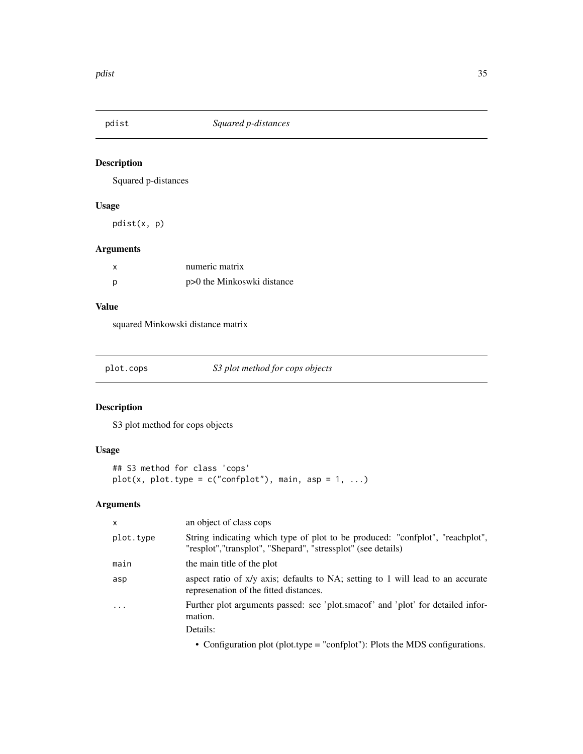## pdist *Squared p-distances*

### Description

Squared p-distances

### Usage

```
pdist(x, p)
```

### Arguments

| | |
|---|---|
| x | numeric matrix |
| p | p>0 the Minkoswki distance |

### Value

squared Minkowski distance matrix

## plot.cops *S3 plot method for cops objects*

### Description

S3 plot method for cops objects

### Usage

```
## S3 method for class 'cops'
plot(x, plot.type = c("confplot"), main, asp = 1, ...)
```

### Arguments

| | |
|---|---|
| x | an object of class cops |
| plot.type | String indicating which type of plot to be produced: "confplot", "reachplot", "resplot","transplot", "Shepard", "stressplot" (see details) |
| main | the main title of the plot |
| asp | aspect ratio of x/y axis; defaults to NA; setting to 1 will lead to an accurate represenation of the fitted distances. |
| ... | Further plot arguments passed: see 'plot.smacof' and 'plot' for detailed information. |

Details:

- Configuration plot (plot.type = "confplot"): Plots the MDS configurations.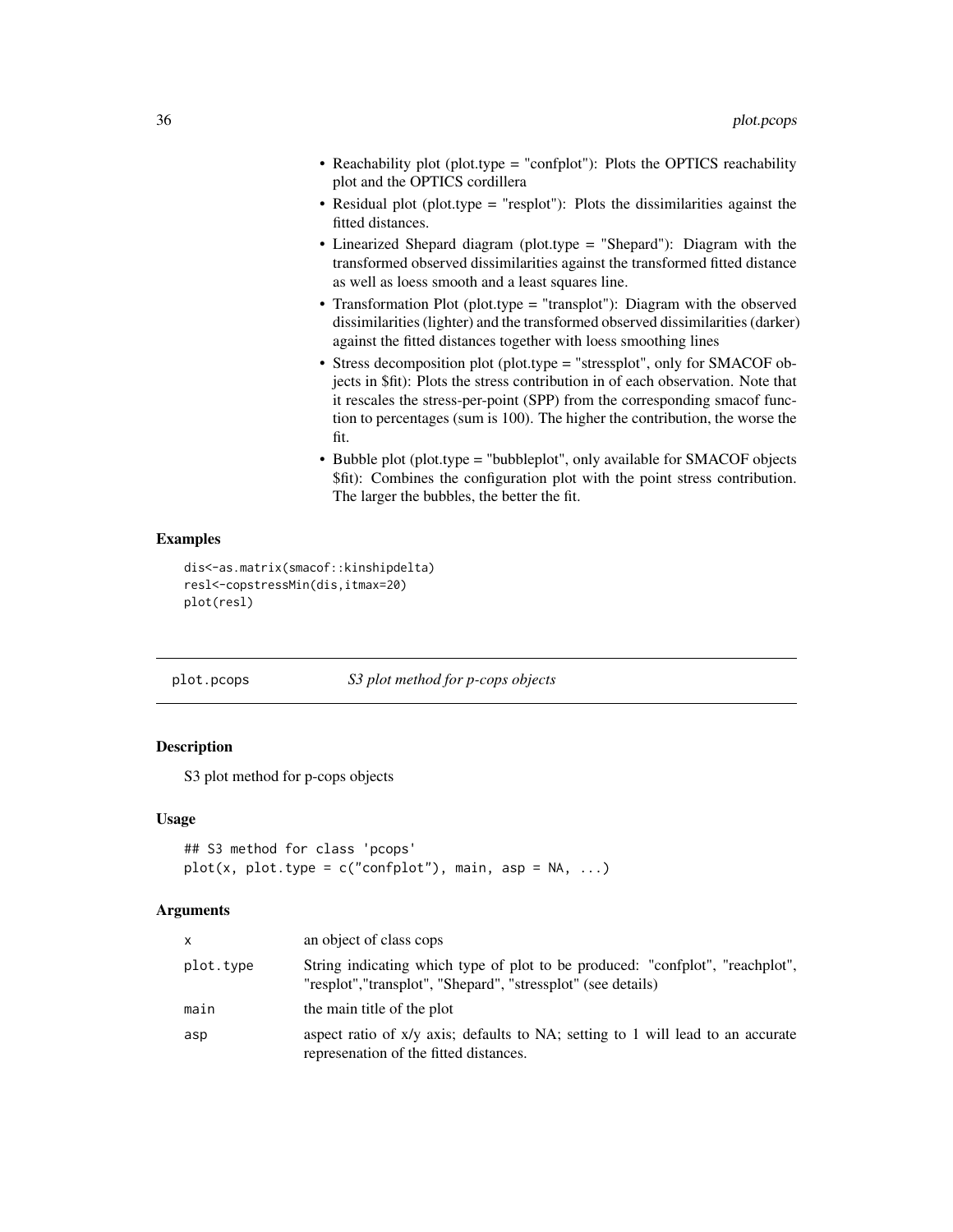- Reachability plot (plot.type = "confplot"): Plots the OPTICS reachability plot and the OPTICS cordillera
- Residual plot (plot.type = "resplot"): Plots the dissimilarities against the fitted distances.
- Linearized Shepard diagram (plot.type = "Shepard"): Diagram with the transformed observed dissimilarities against the transformed fitted distance as well as loess smooth and a least squares line.
- Transformation Plot (plot.type = "transplot"): Diagram with the observed dissimilarities (lighter) and the transformed observed dissimilarities (darker) against the fitted distances together with loess smoothing lines
- Stress decomposition plot (plot.type = "stressplot", only for SMACOF objects in $fit): Plots the stress contribution in of each observation. Note that it rescales the stress-per-point (SPP) from the corresponding smacof function to percentages (sum is 100). The higher the contribution, the worse the fit.
- Bubble plot (plot.type = "bubbleplot", only available for SMACOF objects $fit): Combines the configuration plot with the point stress contribution. The larger the bubbles, the better the fit.

### Examples

```
dis<-as.matrix(smacof::kinshipdelta)
resl<-copstressMin(dis,itmax=20)
plot(resl)
```

---

## plot.pcops — *S3 plot method for p-cops objects*

### Description

S3 plot method for p-cops objects

### Usage

```
## S3 method for class 'pcops'
plot(x, plot.type = c("confplot"), main, asp = NA, ...)
```

### Arguments

| | |
|---|---|
| x | an object of class cops |
| plot.type | String indicating which type of plot to be produced: "confplot", "reachplot", "resplot","transplot", "Shepard", "stressplot" (see details) |
| main | the main title of the plot |
| asp | aspect ratio of x/y axis; defaults to NA; setting to 1 will lead to an accurate represenation of the fitted distances. |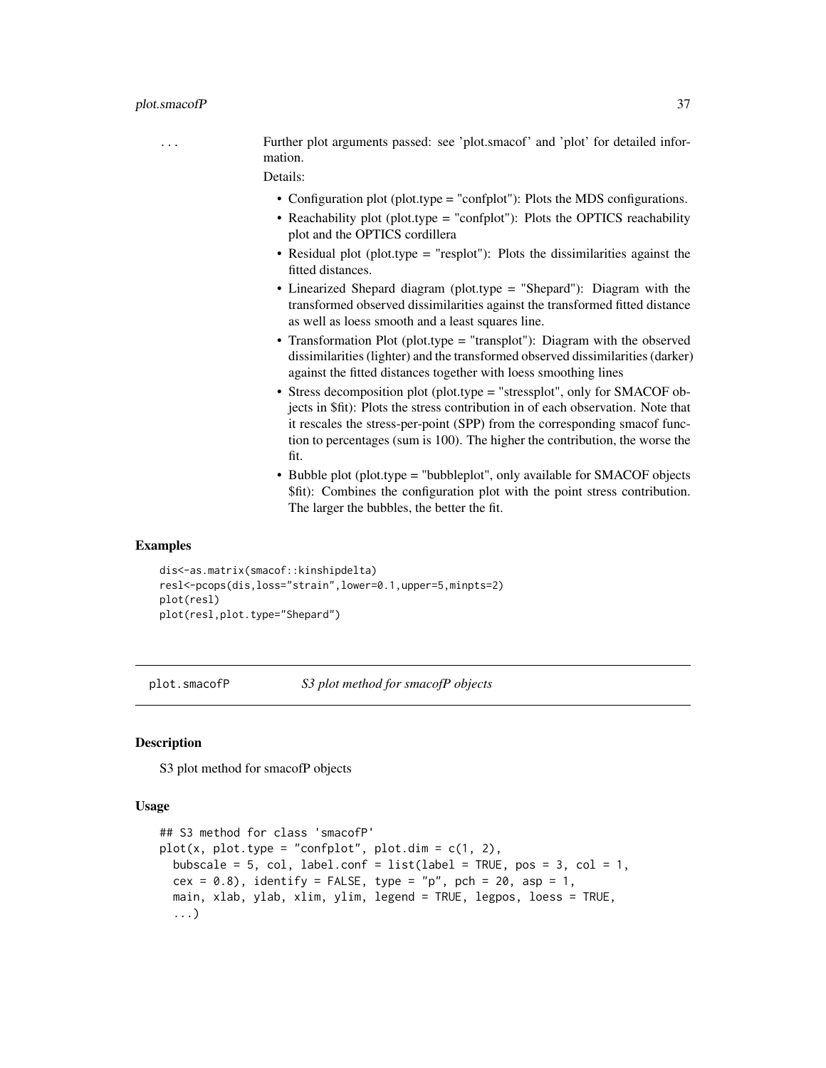... Further plot arguments passed: see 'plot.smacof' and 'plot' for detailed information.

Details:

- Configuration plot (plot.type = "confplot"): Plots the MDS configurations.
- Reachability plot (plot.type = "confplot"): Plots the OPTICS reachability plot and the OPTICS cordillera
- Residual plot (plot.type = "resplot"): Plots the dissimilarities against the fitted distances.
- Linearized Shepard diagram (plot.type = "Shepard"): Diagram with the transformed observed dissimilarities against the transformed fitted distance as well as loess smooth and a least squares line.
- Transformation Plot (plot.type = "transplot"): Diagram with the observed dissimilarities (lighter) and the transformed observed dissimilarities (darker) against the fitted distances together with loess smoothing lines
- Stress decomposition plot (plot.type = "stressplot", only for SMACOF objects in $fit): Plots the stress contribution in of each observation. Note that it rescales the stress-per-point (SPP) from the corresponding smacof function to percentages (sum is 100). The higher the contribution, the worse the fit.
- Bubble plot (plot.type = "bubbleplot", only available for SMACOF objects $fit): Combines the configuration plot with the point stress contribution. The larger the bubbles, the better the fit.

## Examples

```
dis<-as.matrix(smacof::kinshipdelta)
resl<-pcops(dis,loss="strain",lower=0.1,upper=5,minpts=2)
plot(resl)
plot(resl,plot.type="Shepard")
```

---

# plot.smacofP *S3 plot method for smacofP objects*

## Description

S3 plot method for smacofP objects

## Usage

```
## S3 method for class 'smacofP'
plot(x, plot.type = "confplot", plot.dim = c(1, 2),
  bubscale = 5, col, label.conf = list(label = TRUE, pos = 3, col = 1,
  cex = 0.8), identify = FALSE, type = "p", pch = 20, asp = 1,
  main, xlab, ylab, xlim, ylim, legend = TRUE, legpos, loess = TRUE,
  ...)
```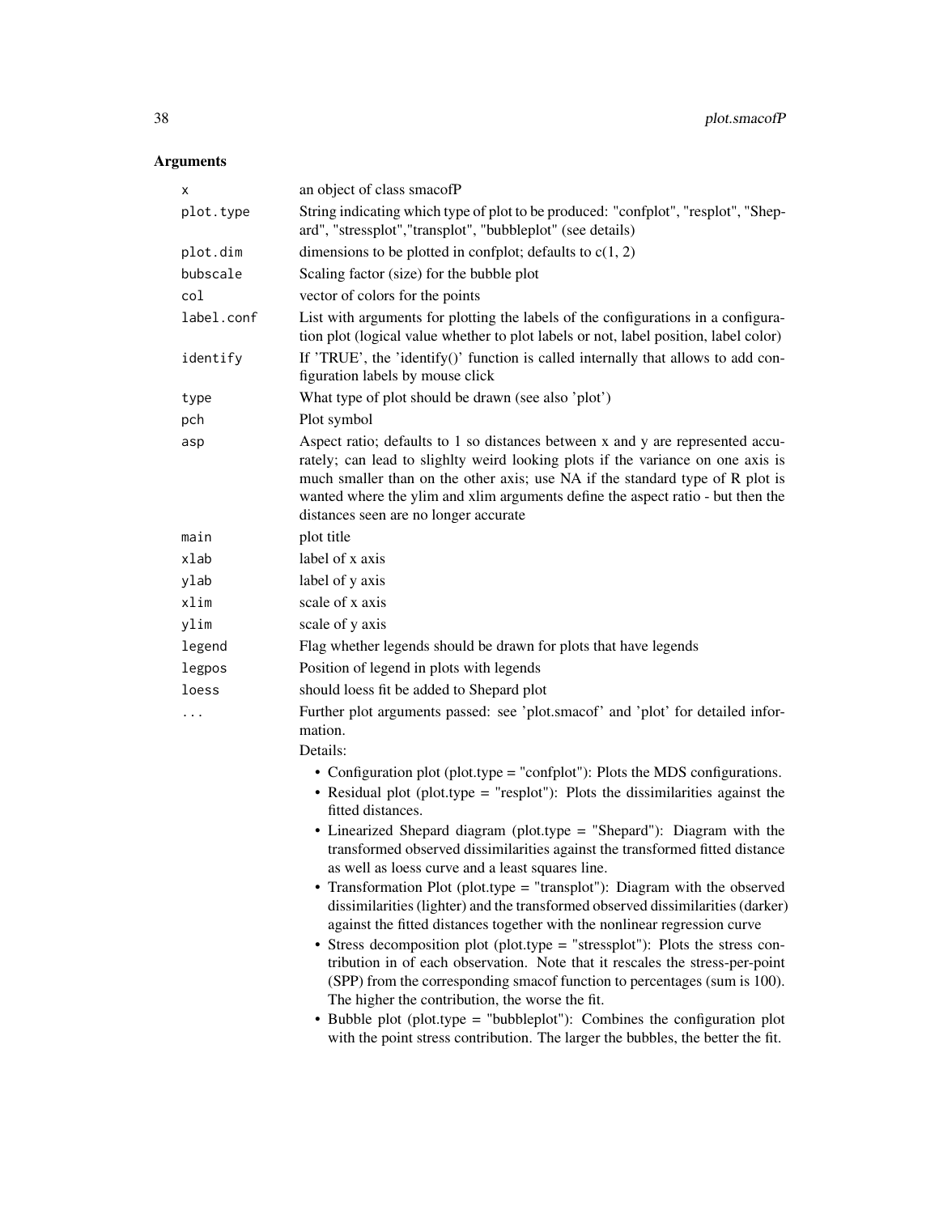## Arguments

| | |
|---|---|
| `x` | an object of class smacofP |
| `plot.type` | String indicating which type of plot to be produced: "confplot", "resplot", "Shepard", "stressplot","transplot", "bubbleplot" (see details) |
| `plot.dim` | dimensions to be plotted in confplot; defaults to c(1, 2) |
| `bubscale` | Scaling factor (size) for the bubble plot |
| `col` | vector of colors for the points |
| `label.conf` | List with arguments for plotting the labels of the configurations in a configuration plot (logical value whether to plot labels or not, label position, label color) |
| `identify` | If 'TRUE', the 'identify()' function is called internally that allows to add configuration labels by mouse click |
| `type` | What type of plot should be drawn (see also 'plot') |
| `pch` | Plot symbol |
| `asp` | Aspect ratio; defaults to 1 so distances between x and y are represented accurately; can lead to slighlty weird looking plots if the variance on one axis is much smaller than on the other axis; use NA if the standard type of R plot is wanted where the ylim and xlim arguments define the aspect ratio - but then the distances seen are no longer accurate |
| `main` | plot title |
| `xlab` | label of x axis |
| `ylab` | label of y axis |
| `xlim` | scale of x axis |
| `ylim` | scale of y axis |
| `legend` | Flag whether legends should be drawn for plots that have legends |
| `legpos` | Position of legend in plots with legends |
| `loess` | should loess fit be added to Shepard plot |
| `...` | Further plot arguments passed: see 'plot.smacof' and 'plot' for detailed information. |

Details:

- Configuration plot (plot.type = "confplot"): Plots the MDS configurations.
- Residual plot (plot.type = "resplot"): Plots the dissimilarities against the fitted distances.
- Linearized Shepard diagram (plot.type = "Shepard"): Diagram with the transformed observed dissimilarities against the transformed fitted distance as well as loess curve and a least squares line.
- Transformation Plot (plot.type = "transplot"): Diagram with the observed dissimilarities (lighter) and the transformed observed dissimilarities (darker) against the fitted distances together with the nonlinear regression curve
- Stress decomposition plot (plot.type = "stressplot"): Plots the stress contribution in of each observation. Note that it rescales the stress-per-point (SPP) from the corresponding smacof function to percentages (sum is 100). The higher the contribution, the worse the fit.
- Bubble plot (plot.type = "bubbleplot"): Combines the configuration plot with the point stress contribution. The larger the bubbles, the better the fit.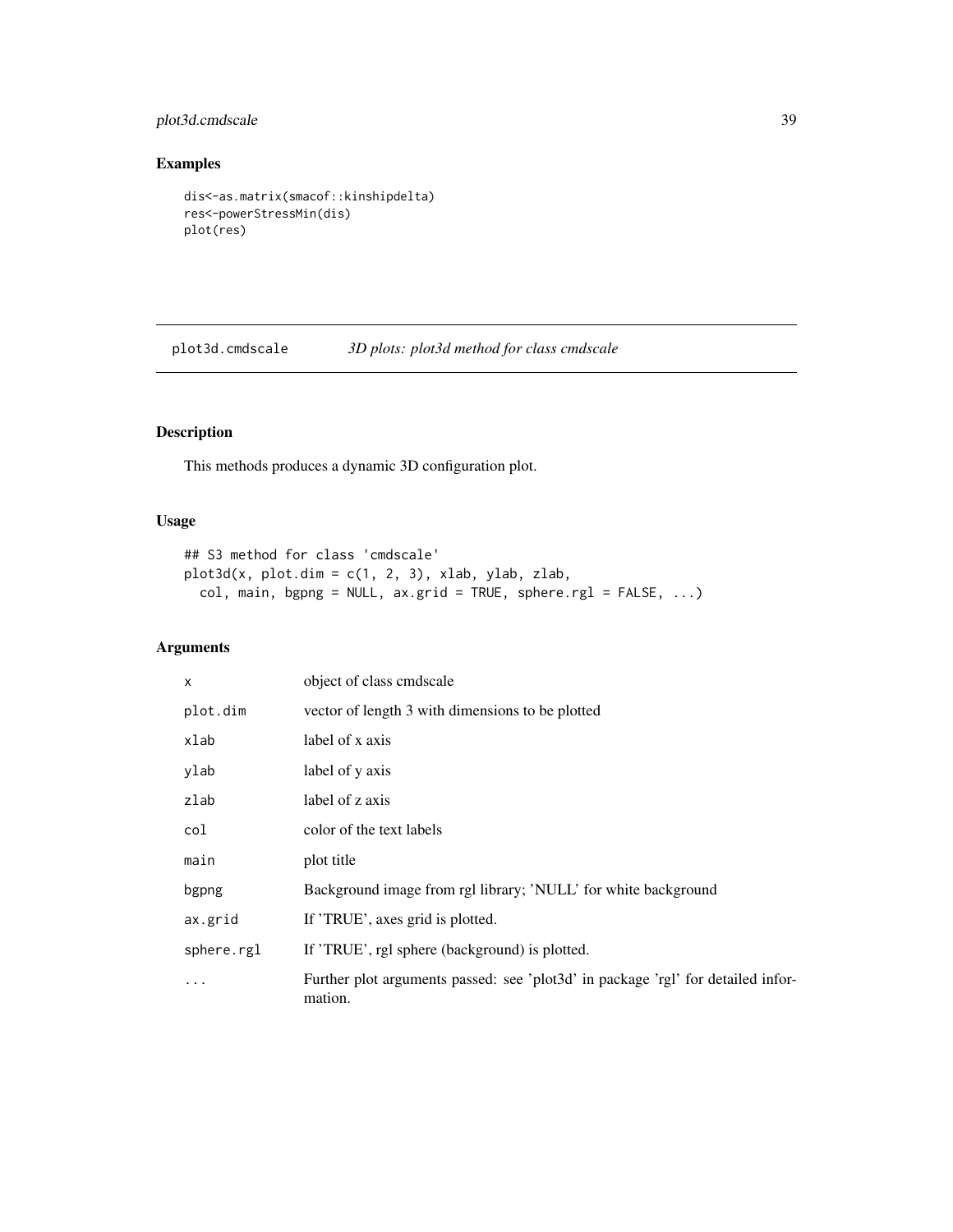## Examples

```
dis<-as.matrix(smacof::kinshipdelta)
res<-powerStressMin(dis)
plot(res)
```

---

# plot3d.cmdscale *3D plots: plot3d method for class cmdscale*

---

## Description

This methods produces a dynamic 3D configuration plot.

## Usage

```
## S3 method for class 'cmdscale'
plot3d(x, plot.dim = c(1, 2, 3), xlab, ylab, zlab,
  col, main, bgpng = NULL, ax.grid = TRUE, sphere.rgl = FALSE, ...)
```

## Arguments

| | |
|---|---|
| `x` | object of class cmdscale |
| `plot.dim` | vector of length 3 with dimensions to be plotted |
| `xlab` | label of x axis |
| `ylab` | label of y axis |
| `zlab` | label of z axis |
| `col` | color of the text labels |
| `main` | plot title |
| `bgpng` | Background image from rgl library; 'NULL' for white background |
| `ax.grid` | If 'TRUE', axes grid is plotted. |
| `sphere.rgl` | If 'TRUE', rgl sphere (background) is plotted. |
| `...` | Further plot arguments passed: see 'plot3d' in package 'rgl' for detailed information. |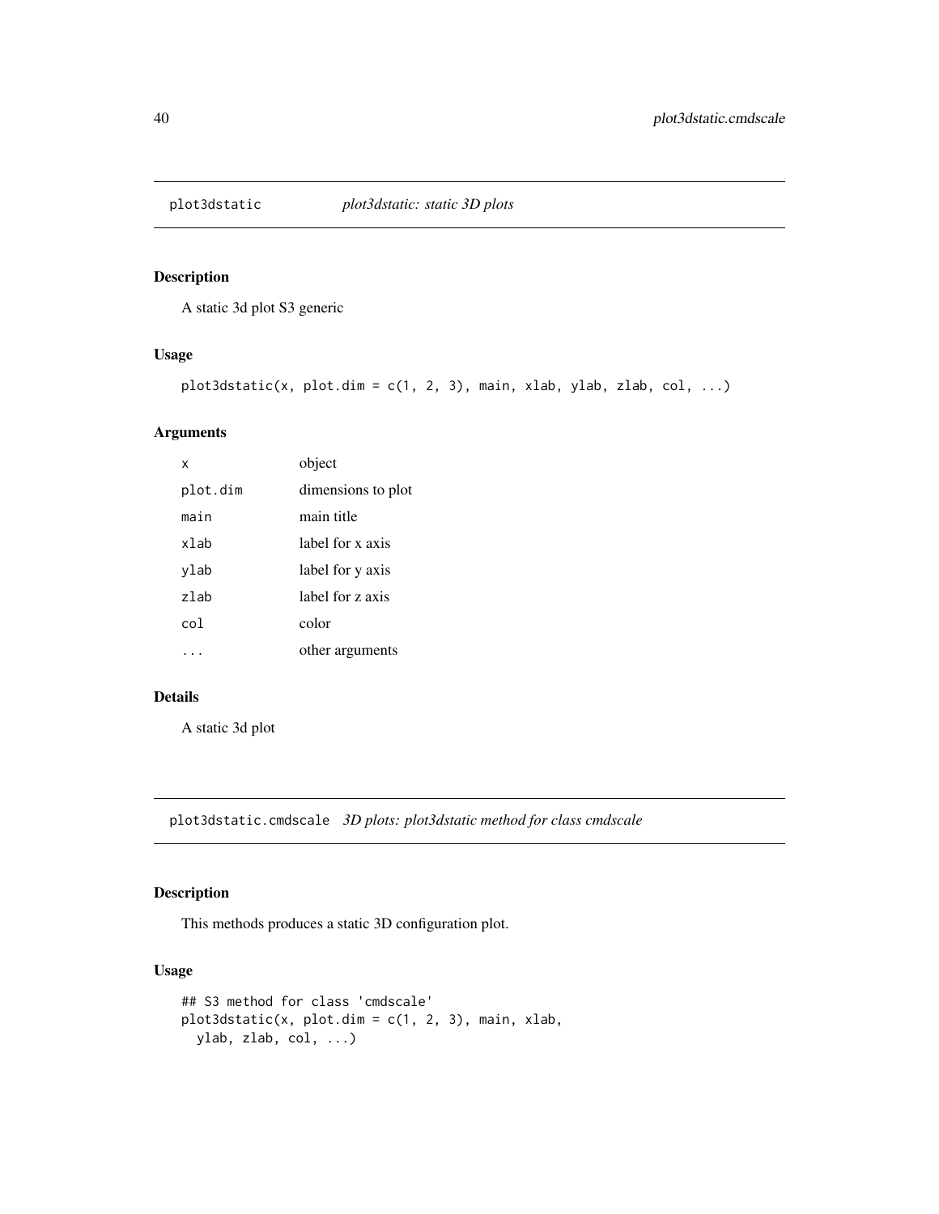## plot3dstatic — *plot3dstatic: static 3D plots*

### Description

A static 3d plot S3 generic

### Usage

```
plot3dstatic(x, plot.dim = c(1, 2, 3), main, xlab, ylab, zlab, col, ...)
```

### Arguments

| | |
|---|---|
| `x` | object |
| `plot.dim` | dimensions to plot |
| `main` | main title |
| `xlab` | label for x axis |
| `ylab` | label for y axis |
| `zlab` | label for z axis |
| `col` | color |
| `...` | other arguments |

### Details

A static 3d plot

## plot3dstatic.cmdscale — *3D plots: plot3dstatic method for class cmdscale*

### Description

This methods produces a static 3D configuration plot.

### Usage

```
## S3 method for class 'cmdscale'
plot3dstatic(x, plot.dim = c(1, 2, 3), main, xlab,
  ylab, zlab, col, ...)
```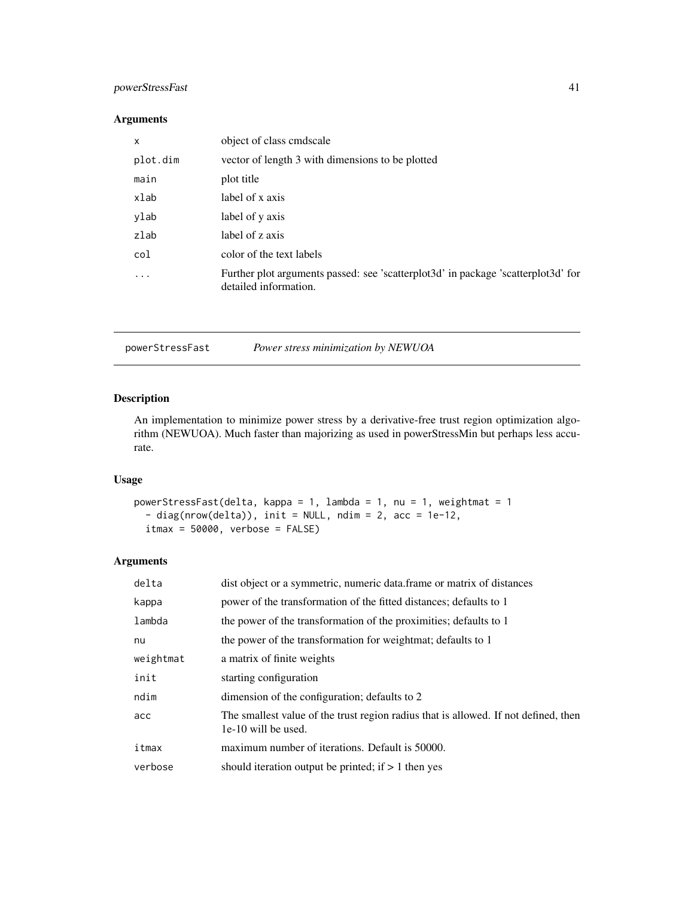### Arguments

| | |
|---|---|
| x | object of class cmdscale |
| plot.dim | vector of length 3 with dimensions to be plotted |
| main | plot title |
| xlab | label of x axis |
| ylab | label of y axis |
| zlab | label of z axis |
| col | color of the text labels |
| ... | Further plot arguments passed: see 'scatterplot3d' in package 'scatterplot3d' for detailed information. |

---

## powerStressFast *Power stress minimization by NEWUOA*

### Description

An implementation to minimize power stress by a derivative-free trust region optimization algorithm (NEWUOA). Much faster than majorizing as used in powerStressMin but perhaps less accurate.

### Usage

```
powerStressFast(delta, kappa = 1, lambda = 1, nu = 1, weightmat = 1
  - diag(nrow(delta)), init = NULL, ndim = 2, acc = 1e-12,
  itmax = 50000, verbose = FALSE)
```

### Arguments

| | |
|---|---|
| delta | dist object or a symmetric, numeric data.frame or matrix of distances |
| kappa | power of the transformation of the fitted distances; defaults to 1 |
| lambda | the power of the transformation of the proximities; defaults to 1 |
| nu | the power of the transformation for weightmat; defaults to 1 |
| weightmat | a matrix of finite weights |
| init | starting configuration |
| ndim | dimension of the configuration; defaults to 2 |
| acc | The smallest value of the trust region radius that is allowed. If not defined, then 1e-10 will be used. |
| itmax | maximum number of iterations. Default is 50000. |
| verbose | should iteration output be printed; if > 1 then yes |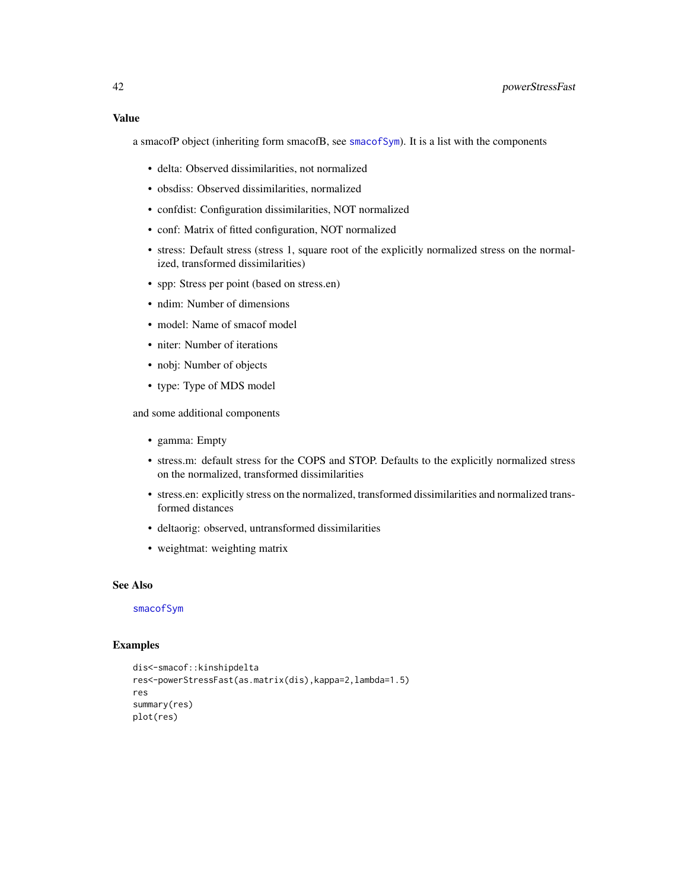## Value

a smacofP object (inheriting form smacofB, see smacofSym). It is a list with the components

- delta: Observed dissimilarities, not normalized
- obsdiss: Observed dissimilarities, normalized
- confdist: Configuration dissimilarities, NOT normalized
- conf: Matrix of fitted configuration, NOT normalized
- stress: Default stress (stress 1, square root of the explicitly normalized stress on the normalized, transformed dissimilarities)
- spp: Stress per point (based on stress.en)
- ndim: Number of dimensions
- model: Name of smacof model
- niter: Number of iterations
- nobj: Number of objects
- type: Type of MDS model

and some additional components

- gamma: Empty
- stress.m: default stress for the COPS and STOP. Defaults to the explicitly normalized stress on the normalized, transformed dissimilarities
- stress.en: explicitly stress on the normalized, transformed dissimilarities and normalized transformed distances
- deltaorig: observed, untransformed dissimilarities
- weightmat: weighting matrix

## See Also

smacofSym

## Examples

```
dis<-smacof::kinshipdelta
res<-powerStressFast(as.matrix(dis),kappa=2,lambda=1.5)
res
summary(res)
plot(res)
```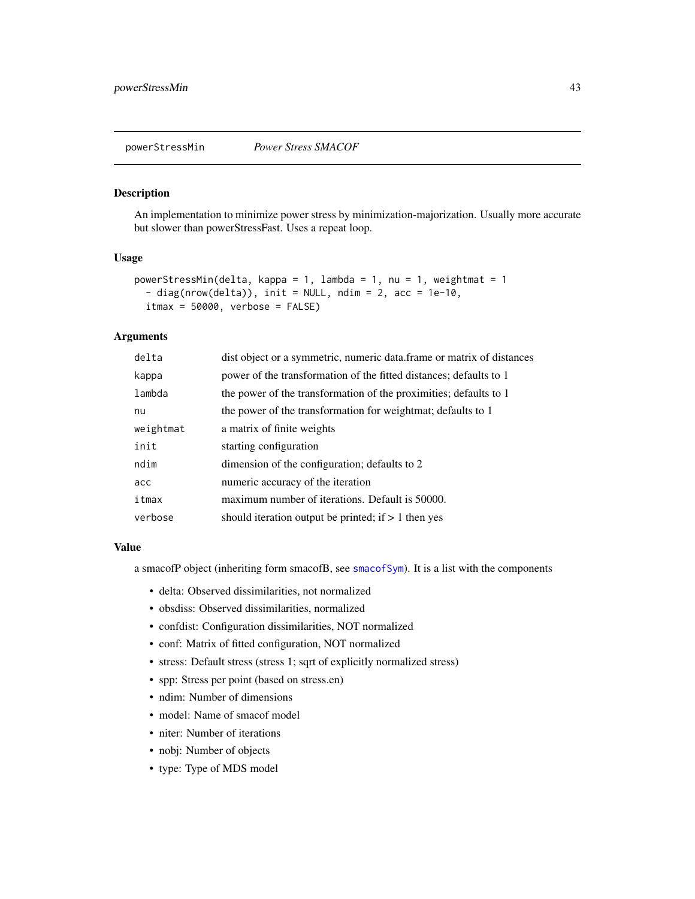## powerStressMin *Power Stress SMACOF*

### Description

An implementation to minimize power stress by minimization-majorization. Usually more accurate but slower than powerStressFast. Uses a repeat loop.

### Usage

```
powerStressMin(delta, kappa = 1, lambda = 1, nu = 1, weightmat = 1
  - diag(nrow(delta)), init = NULL, ndim = 2, acc = 1e-10,
  itmax = 50000, verbose = FALSE)
```

### Arguments

| | |
|---|---|
| delta | dist object or a symmetric, numeric data.frame or matrix of distances |
| kappa | power of the transformation of the fitted distances; defaults to 1 |
| lambda | the power of the transformation of the proximities; defaults to 1 |
| nu | the power of the transformation for weightmat; defaults to 1 |
| weightmat | a matrix of finite weights |
| init | starting configuration |
| ndim | dimension of the configuration; defaults to 2 |
| acc | numeric accuracy of the iteration |
| itmax | maximum number of iterations. Default is 50000. |
| verbose | should iteration output be printed; if > 1 then yes |

### Value

a smacofP object (inheriting form smacofB, see smacofSym). It is a list with the components

- delta: Observed dissimilarities, not normalized
- obsdiss: Observed dissimilarities, normalized
- confdist: Configuration dissimilarities, NOT normalized
- conf: Matrix of fitted configuration, NOT normalized
- stress: Default stress (stress 1; sqrt of explicitly normalized stress)
- spp: Stress per point (based on stress.en)
- ndim: Number of dimensions
- model: Name of smacof model
- niter: Number of iterations
- nobj: Number of objects
- type: Type of MDS model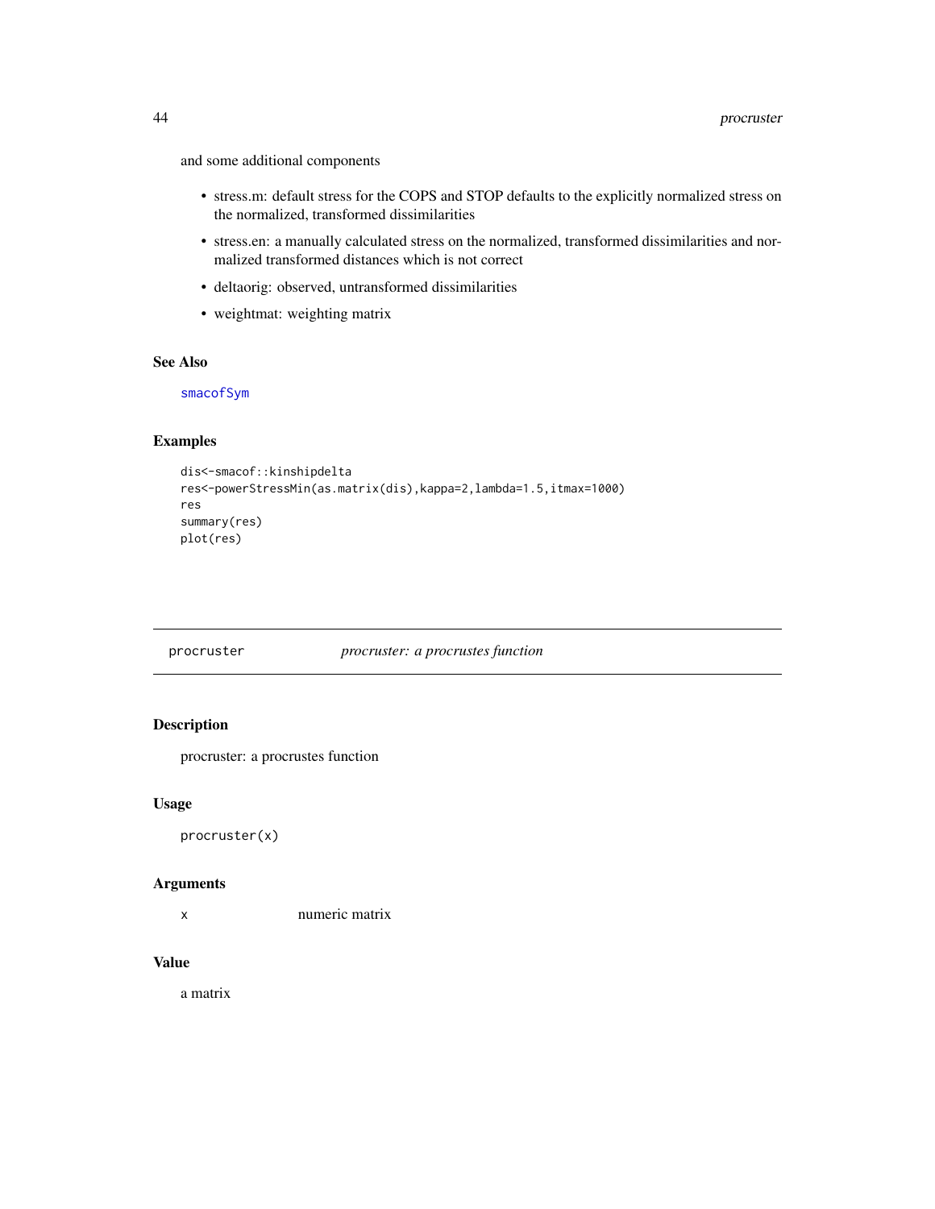and some additional components

- stress.m: default stress for the COPS and STOP defaults to the explicitly normalized stress on the normalized, transformed dissimilarities
- stress.en: a manually calculated stress on the normalized, transformed dissimilarities and normalized transformed distances which is not correct
- deltaorig: observed, untransformed dissimilarities
- weightmat: weighting matrix

### See Also

smacofSym

### Examples

```
dis<-smacof::kinshipdelta
res<-powerStressMin(as.matrix(dis),kappa=2,lambda=1.5,itmax=1000)
res
summary(res)
plot(res)
```

---

## procruster — *procruster: a procrustes function*

### Description

procruster: a procrustes function

### Usage

```
procruster(x)
```

### Arguments

| | |
|---|---|
| x | numeric matrix |

### Value

a matrix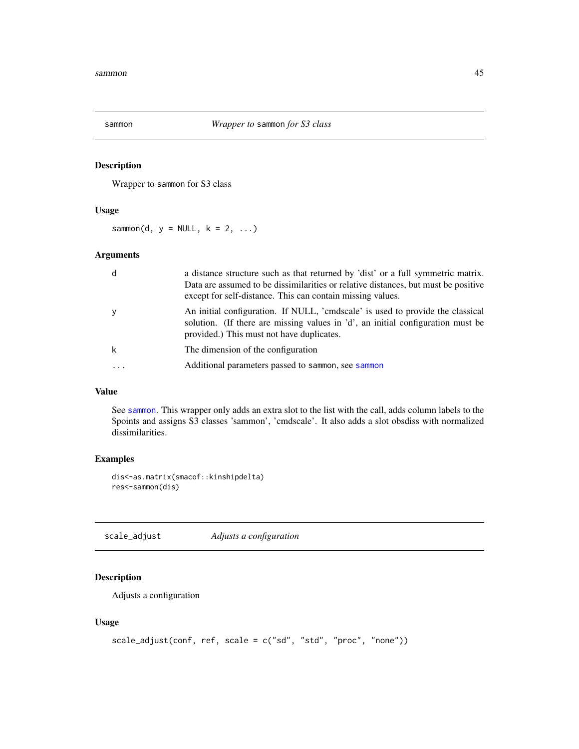## sammon — *Wrapper to* `sammon` *for S3 class*

### Description

Wrapper to `sammon` for S3 class

### Usage

```
sammon(d, y = NULL, k = 2, ...)
```

### Arguments

| Argument | Description |
|---|---|
| d | a distance structure such as that returned by 'dist' or a full symmetric matrix. Data are assumed to be dissimilarities or relative distances, but must be positive except for self-distance. This can contain missing values. |
| y | An initial configuration. If NULL, 'cmdscale' is used to provide the classical solution. (If there are missing values in 'd', an initial configuration must be provided.) This must not have duplicates. |
| k | The dimension of the configuration |
| ... | Additional parameters passed to `sammon`, see `sammon` |

### Value

See `sammon`. This wrapper only adds an extra slot to the list with the call, adds column labels to the $points and assigns S3 classes 'sammon', 'cmdscale'. It also adds a slot obsdiss with normalized dissimilarities.

### Examples

```
dis<-as.matrix(smacof::kinshipdelta)
res<-sammon(dis)
```

## scale_adjust — *Adjusts a configuration*

### Description

Adjusts a configuration

### Usage

```
scale_adjust(conf, ref, scale = c("sd", "std", "proc", "none"))
```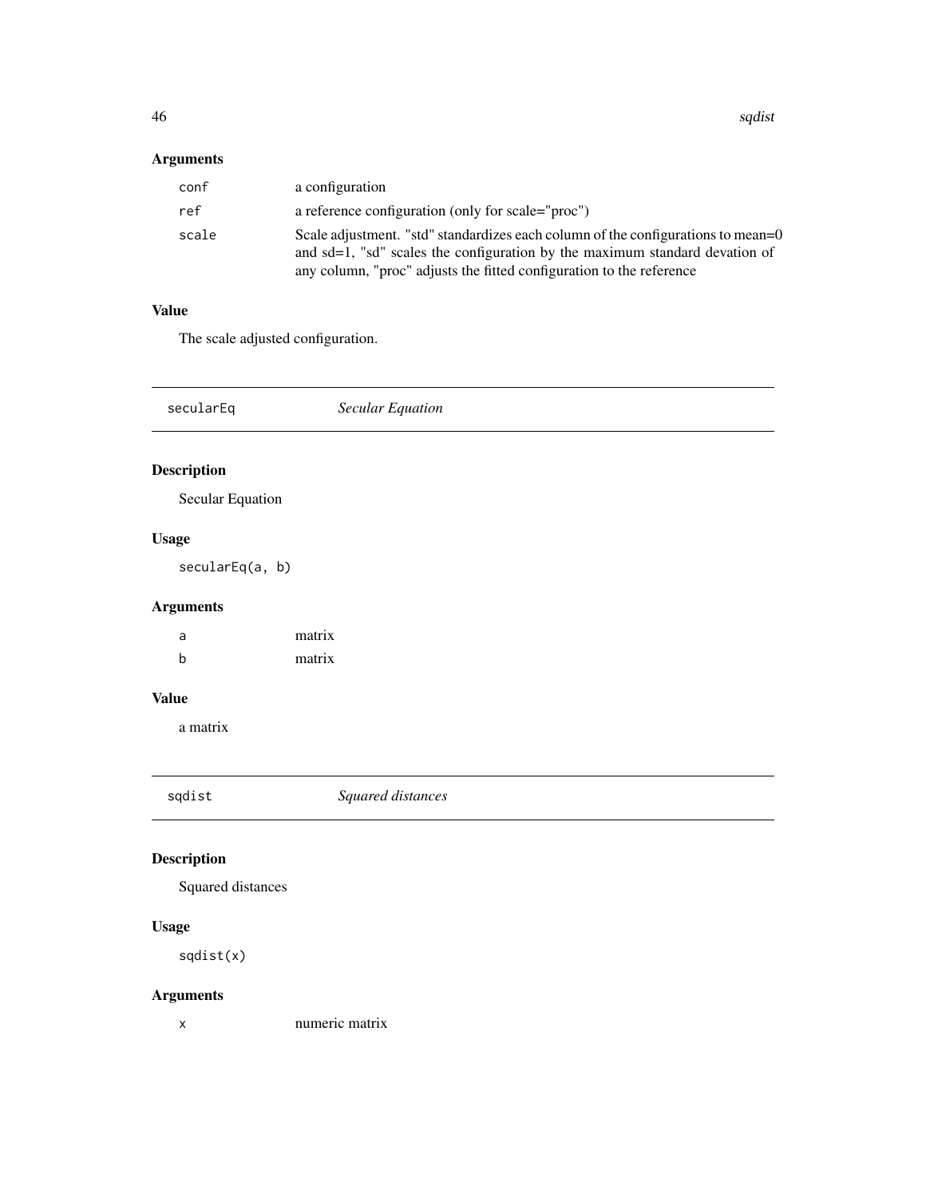## Arguments

| | |
|---|---|
| `conf` | a configuration |
| `ref` | a reference configuration (only for scale="proc") |
| `scale` | Scale adjustment. "std" standardizes each column of the configurations to mean=0 and sd=1, "sd" scales the configuration by the maximum standard devation of any column, "proc" adjusts the fitted configuration to the reference |

## Value

The scale adjusted configuration.

---

# secularEq *Secular Equation*

---

## Description

Secular Equation

## Usage

```
secularEq(a, b)
```

## Arguments

| | |
|---|---|
| `a` | matrix |
| `b` | matrix |

## Value

a matrix

---

# sqdist *Squared distances*

---

## Description

Squared distances

## Usage

```
sqdist(x)
```

## Arguments

| | |
|---|---|
| `x` | numeric matrix |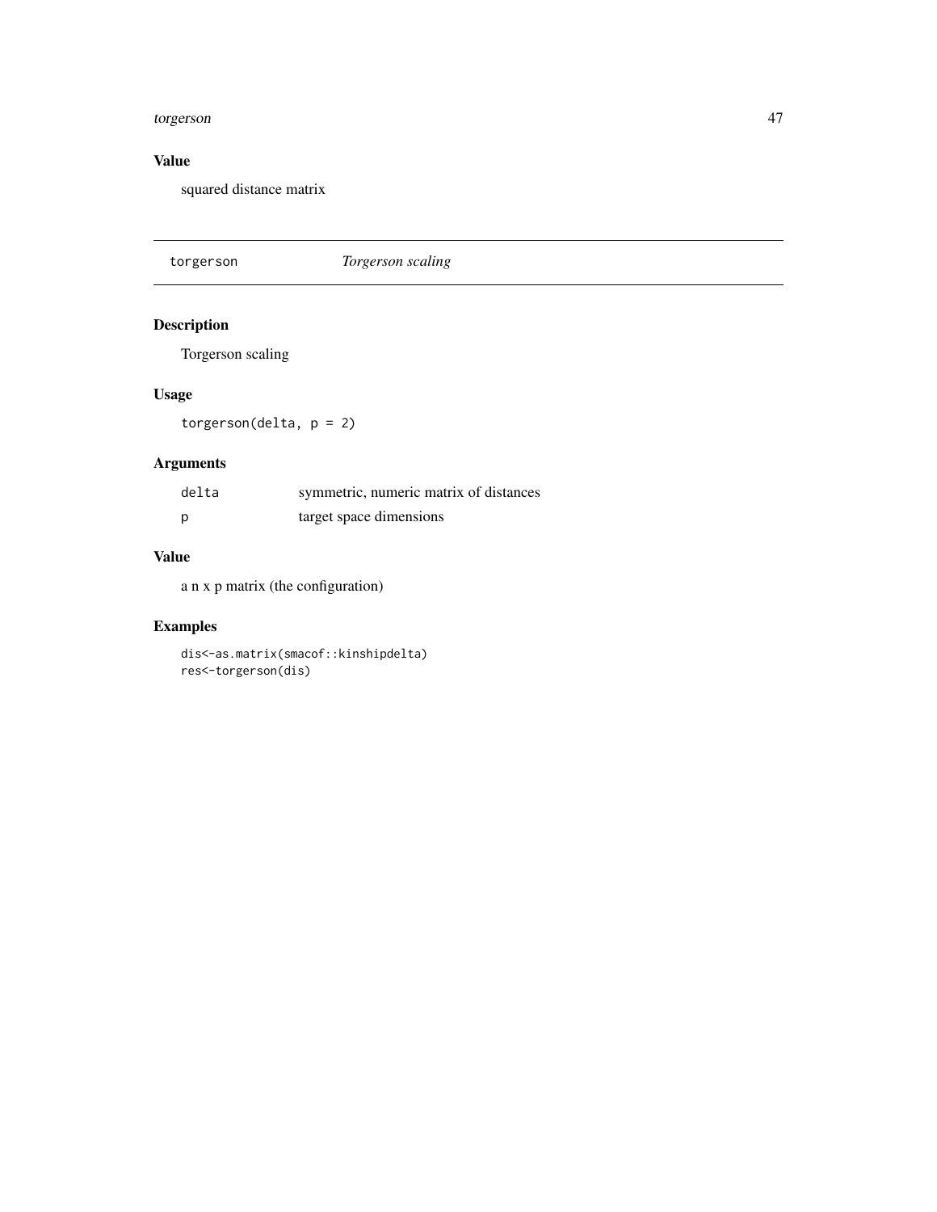## Value

squared distance matrix

---

`torgerson` *Torgerson scaling*

---

## Description

Torgerson scaling

## Usage

```
torgerson(delta, p = 2)
```

## Arguments

| | |
|---|---|
| delta | symmetric, numeric matrix of distances |
| p | target space dimensions |

## Value

a n x p matrix (the configuration)

## Examples

```
dis<-as.matrix(smacof::kinshipdelta)
res<-torgerson(dis)
```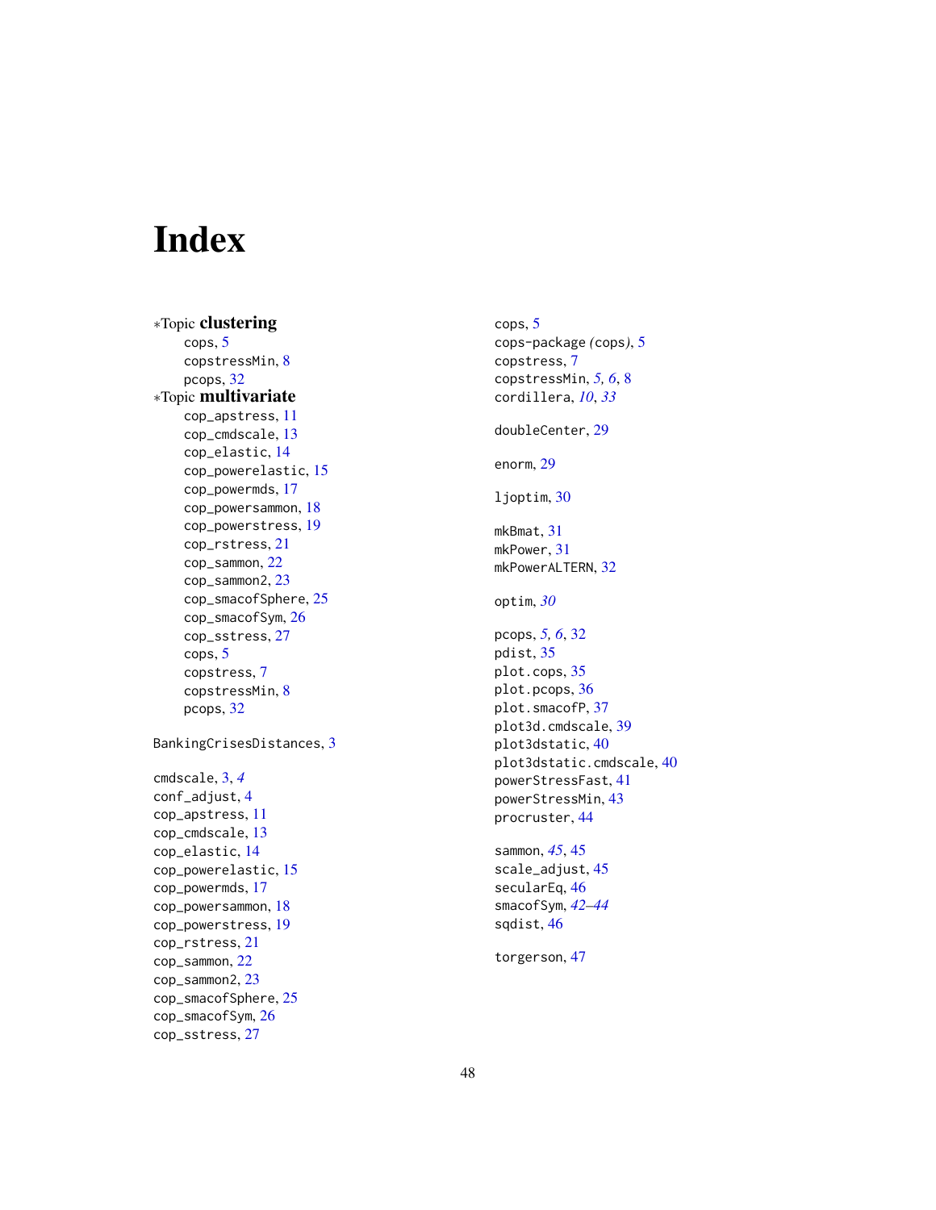# Index

∗Topic **clustering**

- cops, 5
- copstressMin, 8
- pcops, 32

∗Topic **multivariate**

- cop_apstress, 11
- cop_cmdscale, 13
- cop_elastic, 14
- cop_powerelastic, 15
- cop_powermds, 17
- cop_powersammon, 18
- cop_powerstress, 19
- cop_rstress, 21
- cop_sammon, 22
- cop_sammon2, 23
- cop_smacofSphere, 25
- cop_smacofSym, 26
- cop_sstress, 27
- cops, 5
- copstress, 7
- copstressMin, 8
- pcops, 32

BankingCrisesDistances, 3

cmdscale, 3, *4*
conf_adjust, 4
cop_apstress, 11
cop_cmdscale, 13
cop_elastic, 14
cop_powerelastic, 15
cop_powermds, 17
cop_powersammon, 18
cop_powerstress, 19
cop_rstress, 21
cop_sammon, 22
cop_sammon2, 23
cop_smacofSphere, 25
cop_smacofSym, 26
cop_sstress, 27
cops, 5
cops-package (cops), 5
copstress, 7
copstressMin, *5, 6*, 8
cordillera, *10*, *33*

doubleCenter, 29

enorm, 29

ljoptim, 30

mkBmat, 31
mkPower, 31
mkPowerALTERN, 32

optim, *30*

pcops, *5, 6*, 32
pdist, 35
plot.cops, 35
plot.pcops, 36
plot.smacofP, 37
plot3d.cmdscale, 39
plot3dstatic, 40
plot3dstatic.cmdscale, 40
powerStressFast, 41
powerStressMin, 43
procruster, 44

sammon, *45*, 45
scale_adjust, 45
secularEq, 46
smacofSym, *42–44*
sqdist, 46

torgerson, 47